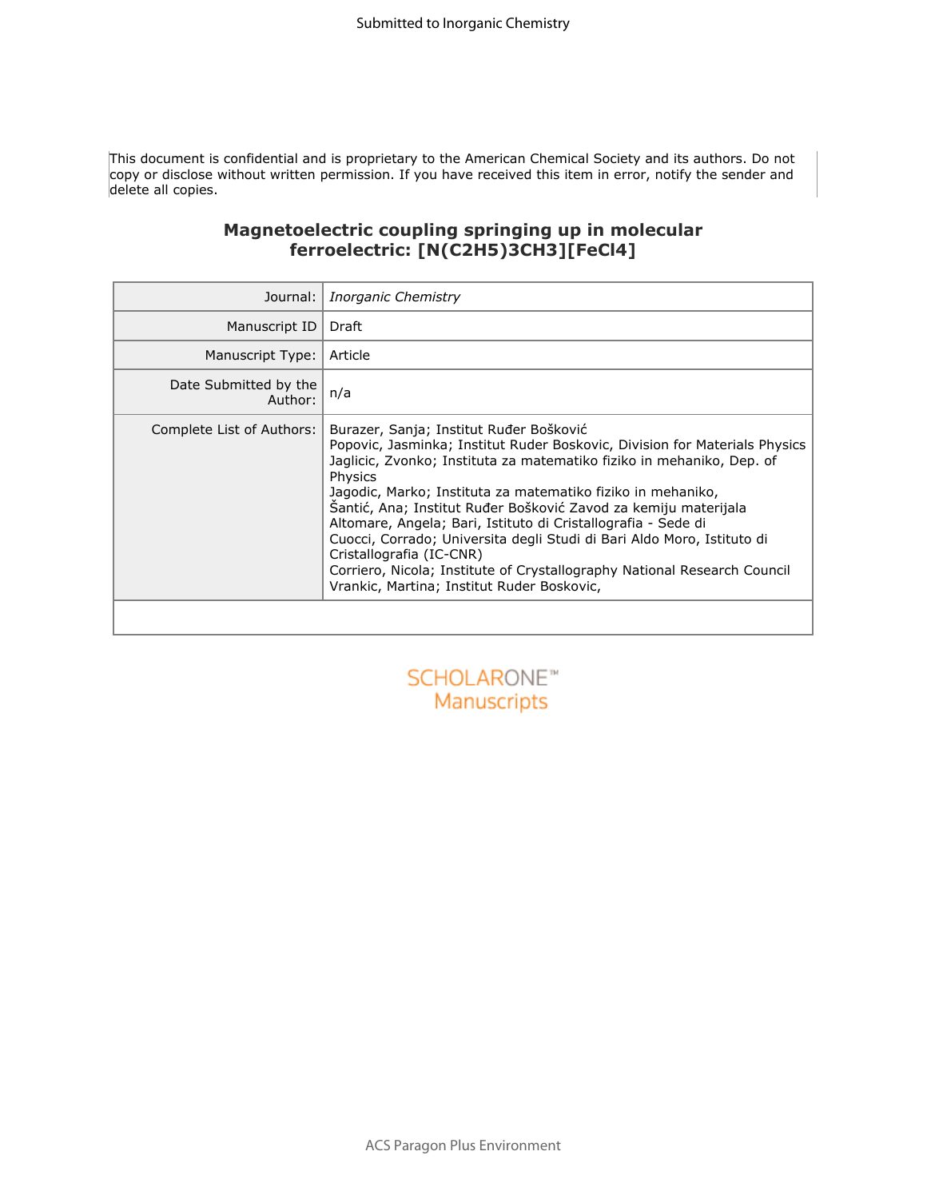This document is confidential and is proprietary to the American Chemical Society and its authors. Do not copy or disclose without written permission. If you have received this item in error, notify the sender and delete all copies.

# Magnetoelectric coupling springing up in molecular ferroelectric: $[N(C_2H_5)_3CH_3][FeCl_4]$

| | |
|---|---|
| Journal: | *Inorganic Chemistry* |
| Manuscript ID | Draft |
| Manuscript Type: | Article |
| Date Submitted by the Author: | n/a |
| Complete List of Authors: | Burazer, Sanja; Institut Ruđer Bošković<br>Popovic, Jasminka; Institut Ruder Boskovic, Division for Materials Physics<br>Jaglicic, Zvonko; Instituta za matematiko fiziko in mehaniko, Dep. of Physics<br>Jagodic, Marko; Instituta za matematiko fiziko in mehaniko,<br>Šantić, Ana; Institut Ruđer Bošković Zavod za kemiju materijala<br>Altomare, Angela; Bari, Istituto di Cristallografia - Sede di<br>Cuocci, Corrado; Universita degli Studi di Bari Aldo Moro, Istituto di Cristallografia (IC-CNR)<br>Corriero, Nicola; Institute of Crystallography National Research Council<br>Vrankic, Martina; Institut Ruder Boskovic, |
| | |

SCHOLARONE™ Manuscripts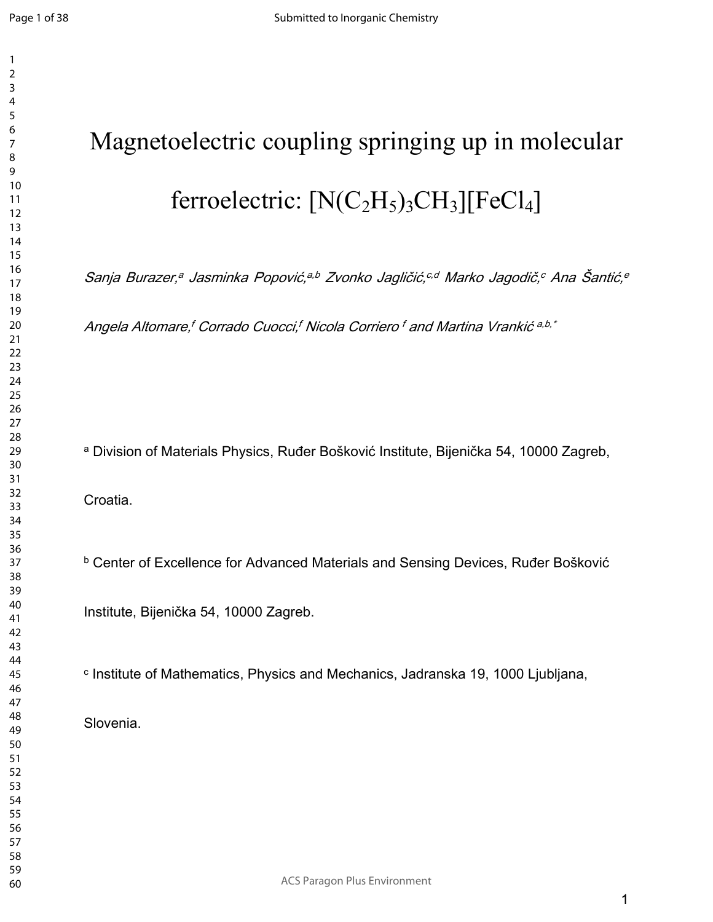# Magnetoelectric coupling springing up in molecular ferroelectric: $[N(C_2H_5)_3CH_3][FeCl_4]$

*Sanja Burazer,[a] Jasminka Popović,[a,b] Zvonko Jagličić,[c,d] Marko Jagodič,[c] Ana Šantić,[e] Angela Altomare,[f] Corrado Cuocci,[f] Nicola Corriero [f] and Martina Vrankić [a,b,*]*

[a] Division of Materials Physics, Ruđer Bošković Institute, Bijenička 54, 10000 Zagreb, Croatia.

[b] Center of Excellence for Advanced Materials and Sensing Devices, Ruđer Bošković Institute, Bijenička 54, 10000 Zagreb.

[c] Institute of Mathematics, Physics and Mechanics, Jadranska 19, 1000 Ljubljana, Slovenia.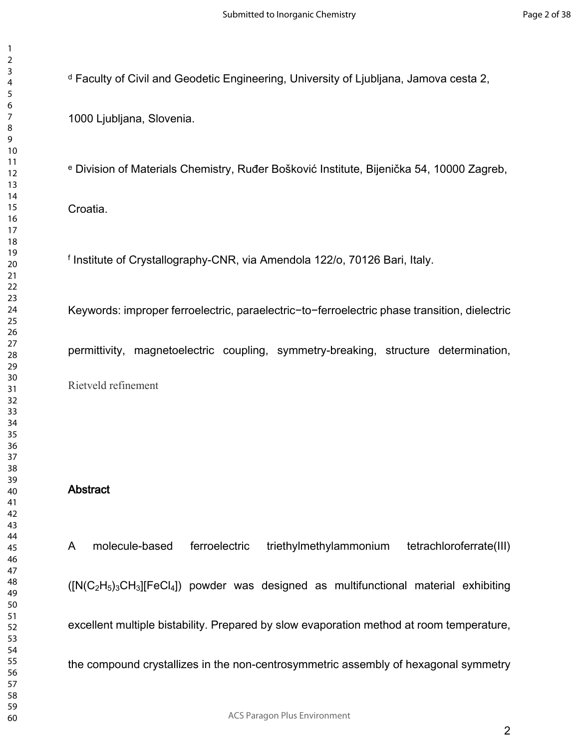[d] Faculty of Civil and Geodetic Engineering, University of Ljubljana, Jamova cesta 2, 1000 Ljubljana, Slovenia.

[e] Division of Materials Chemistry, Ruđer Bošković Institute, Bijenička 54, 10000 Zagreb, Croatia.

[f] Institute of Crystallography-CNR, via Amendola 122/o, 70126 Bari, Italy.

Keywords: improper ferroelectric, paraelectric−to−ferroelectric phase transition, dielectric permittivity, magnetoelectric coupling, symmetry-breaking, structure determination, Rietveld refinement

## Abstract

A molecule-based ferroelectric triethylmethylammonium tetrachloroferrate(III) ($[N(C_2H_5)_3CH_3][FeCl_4]$) powder was designed as multifunctional material exhibiting excellent multiple bistability. Prepared by slow evaporation method at room temperature, the compound crystallizes in the non-centrosymmetric assembly of hexagonal symmetry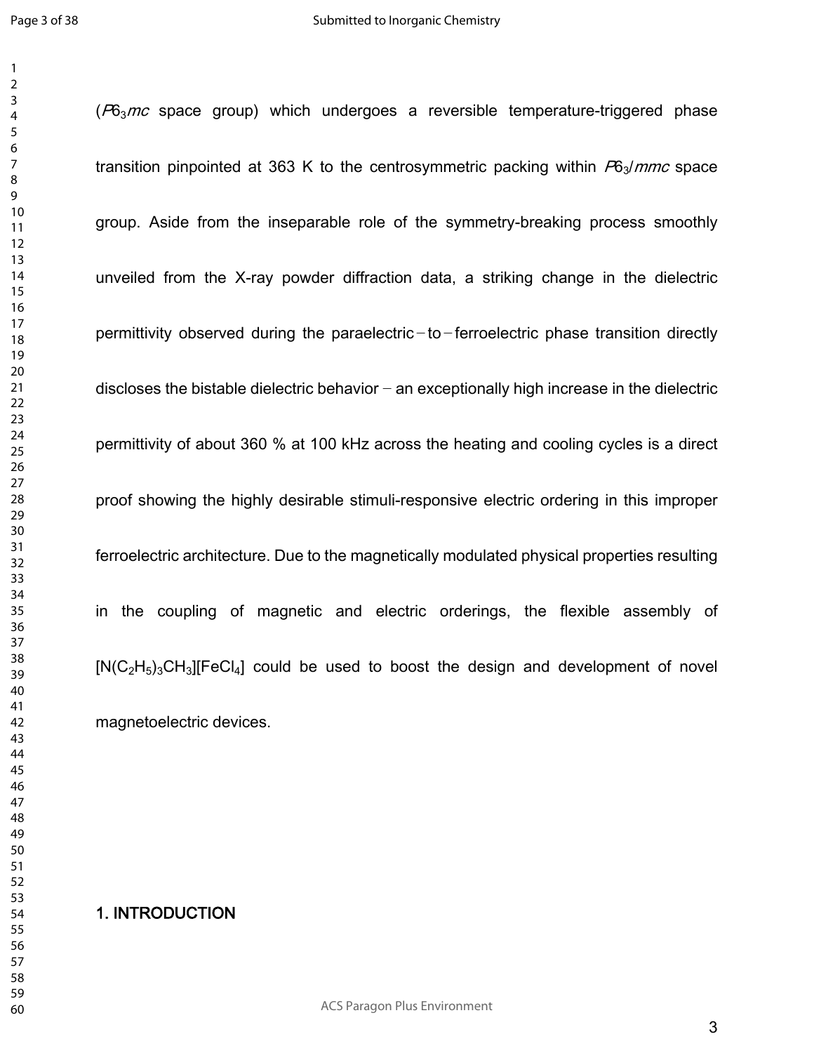($P6_3mc$ space group) which undergoes a reversible temperature-triggered phase transition pinpointed at 363 K to the centrosymmetric packing within $P6_3/mmc$ space group. Aside from the inseparable role of the symmetry-breaking process smoothly unveiled from the X-ray powder diffraction data, a striking change in the dielectric permittivity observed during the paraelectric−to−ferroelectric phase transition directly discloses the bistable dielectric behavior − an exceptionally high increase in the dielectric permittivity of about 360 % at 100 kHz across the heating and cooling cycles is a direct proof showing the highly desirable stimuli-responsive electric ordering in this improper ferroelectric architecture. Due to the magnetically modulated physical properties resulting in the coupling of magnetic and electric orderings, the flexible assembly of $[N(C_2H_5)_3CH_3][FeCl_4]$ could be used to boost the design and development of novel magnetoelectric devices.

## 1. INTRODUCTION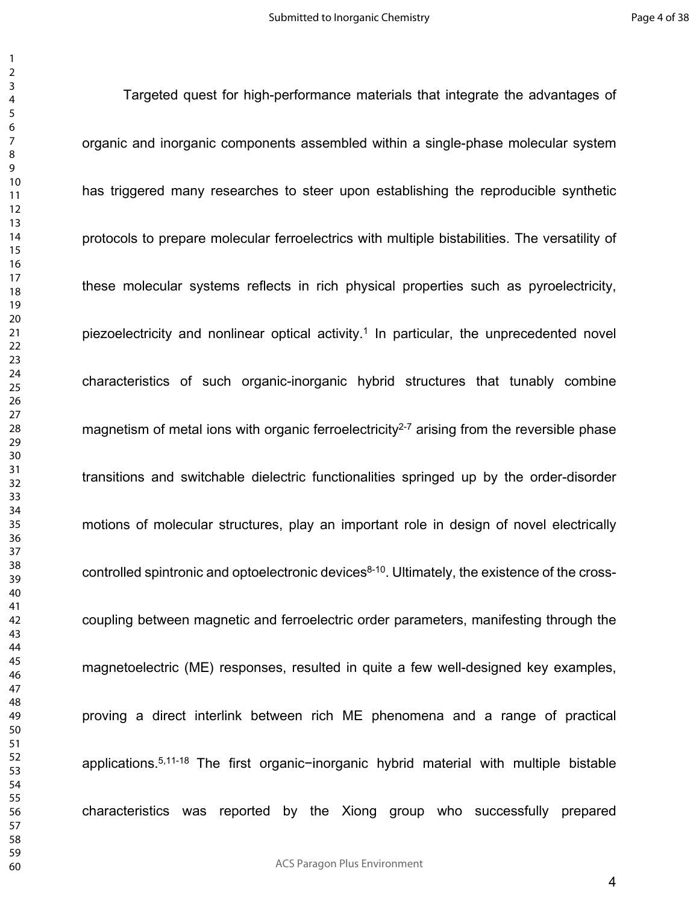Targeted quest for high-performance materials that integrate the advantages of organic and inorganic components assembled within a single-phase molecular system has triggered many researches to steer upon establishing the reproducible synthetic protocols to prepare molecular ferroelectrics with multiple bistabilities. The versatility of these molecular systems reflects in rich physical properties such as pyroelectricity, piezoelectricity and nonlinear optical activity.[1] In particular, the unprecedented novel characteristics of such organic-inorganic hybrid structures that tunably combine magnetism of metal ions with organic ferroelectricity[2-7] arising from the reversible phase transitions and switchable dielectric functionalities springed up by the order-disorder motions of molecular structures, play an important role in design of novel electrically controlled spintronic and optoelectronic devices[8-10]. Ultimately, the existence of the cross-coupling between magnetic and ferroelectric order parameters, manifesting through the magnetoelectric (ME) responses, resulted in quite a few well-designed key examples, proving a direct interlink between rich ME phenomena and a range of practical applications.[5,11-18] The first organic−inorganic hybrid material with multiple bistable characteristics was reported by the Xiong group who successfully prepared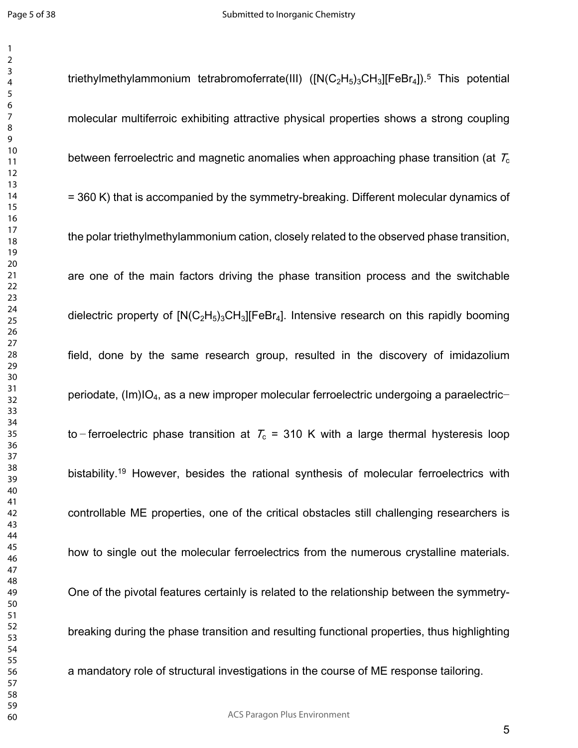triethylmethylammonium tetrabromoferrate(III) ($[N(C_2H_5)_3CH_3][FeBr_4]$).[5] This potential molecular multiferroic exhibiting attractive physical properties shows a strong coupling between ferroelectric and magnetic anomalies when approaching phase transition (at $T_c$ = 360 K) that is accompanied by the symmetry-breaking. Different molecular dynamics of the polar triethylmethylammonium cation, closely related to the observed phase transition, are one of the main factors driving the phase transition process and the switchable dielectric property of $[N(C_2H_5)_3CH_3][FeBr_4]$. Intensive research on this rapidly booming field, done by the same research group, resulted in the discovery of imidazolium periodate, $(Im)IO_4$, as a new improper molecular ferroelectric undergoing a paraelectric–to–ferroelectric phase transition at $T_c$ = 310 K with a large thermal hysteresis loop bistability.[19] However, besides the rational synthesis of molecular ferroelectrics with controllable ME properties, one of the critical obstacles still challenging researchers is how to single out the molecular ferroelectrics from the numerous crystalline materials. One of the pivotal features certainly is related to the relationship between the symmetry-breaking during the phase transition and resulting functional properties, thus highlighting a mandatory role of structural investigations in the course of ME response tailoring.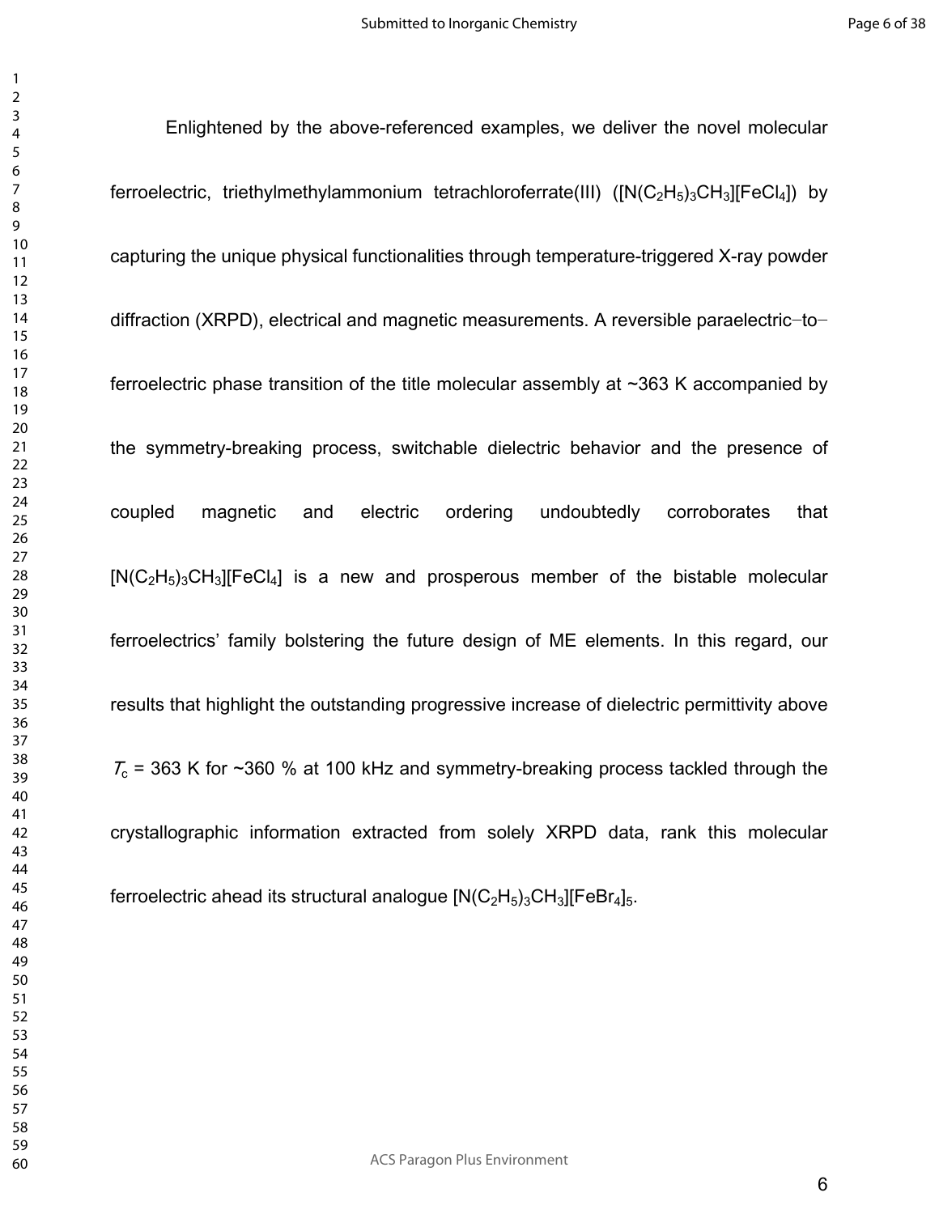Enlightened by the above-referenced examples, we deliver the novel molecular ferroelectric, triethylmethylammonium tetrachloroferrate(III) ($[N(C_2H_5)_3CH_3][FeCl_4]$) by capturing the unique physical functionalities through temperature-triggered X-ray powder diffraction (XRPD), electrical and magnetic measurements. A reversible paraelectric–to–ferroelectric phase transition of the title molecular assembly at ~363 K accompanied by the symmetry-breaking process, switchable dielectric behavior and the presence of coupled magnetic and electric ordering undoubtedly corroborates that $[N(C_2H_5)_3CH_3][FeCl_4]$ is a new and prosperous member of the bistable molecular ferroelectrics' family bolstering the future design of ME elements. In this regard, our results that highlight the outstanding progressive increase of dielectric permittivity above $T_c$ = 363 K for ~360 % at 100 kHz and symmetry-breaking process tackled through the crystallographic information extracted from solely XRPD data, rank this molecular ferroelectric ahead its structural analogue $[N(C_2H_5)_3CH_3][FeBr_4]$[5].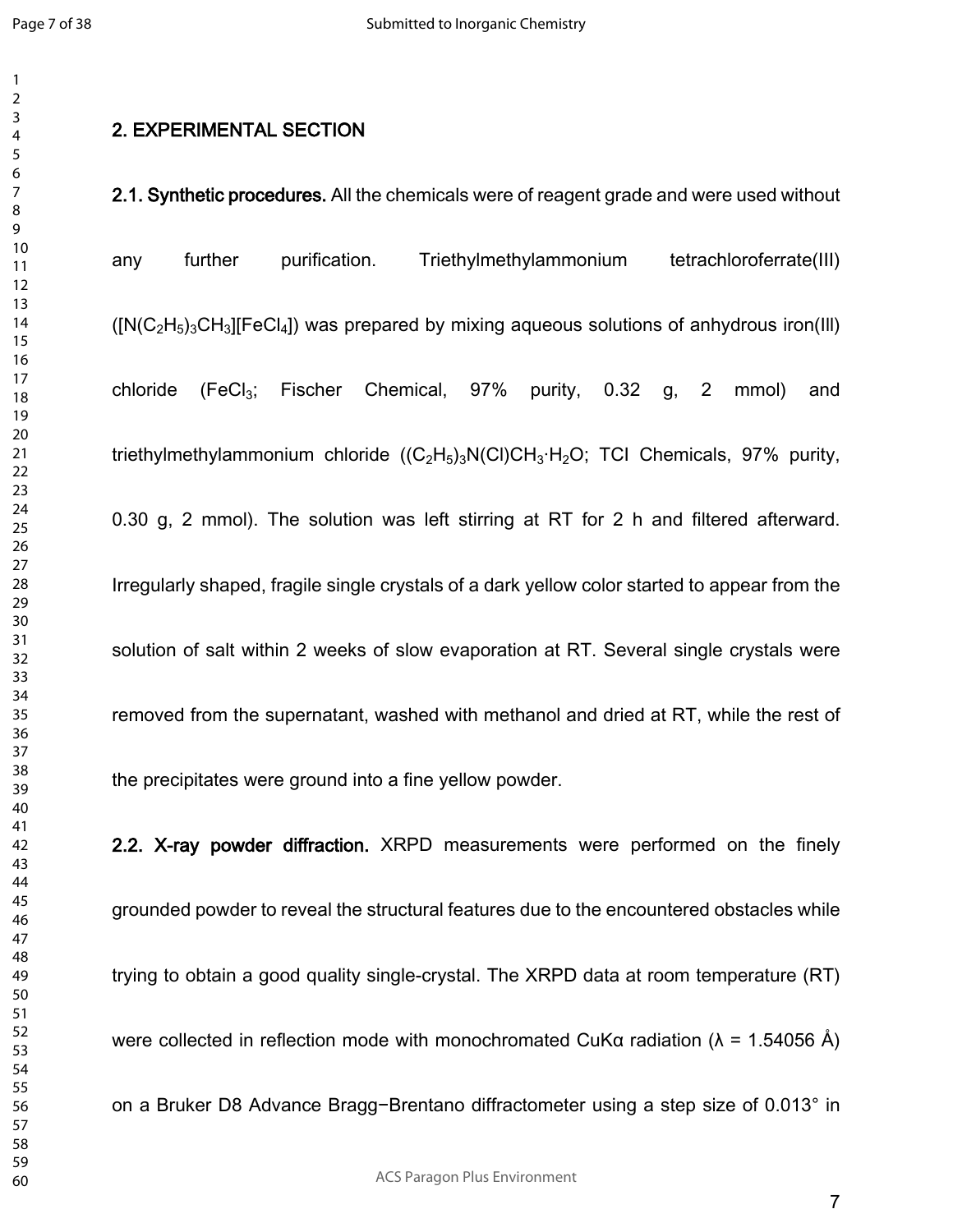## 2. EXPERIMENTAL SECTION

**2.1. Synthetic procedures.** All the chemicals were of reagent grade and were used without any further purification. Triethylmethylammonium tetrachloroferrate(III) ($[N(C_2H_5)_3CH_3][FeCl_4]$) was prepared by mixing aqueous solutions of anhydrous iron(III) chloride ($FeCl_3$; Fischer Chemical, 97% purity, 0.32 g, 2 mmol) and triethylmethylammonium chloride ($(C_2H_5)_3N(Cl)CH_3{\cdot}H_2O$; TCI Chemicals, 97% purity, 0.30 g, 2 mmol). The solution was left stirring at RT for 2 h and filtered afterward. Irregularly shaped, fragile single crystals of a dark yellow color started to appear from the solution of salt within 2 weeks of slow evaporation at RT. Several single crystals were removed from the supernatant, washed with methanol and dried at RT, while the rest of the precipitates were ground into a fine yellow powder.

**2.2. X-ray powder diffraction.** XRPD measurements were performed on the finely grounded powder to reveal the structural features due to the encountered obstacles while trying to obtain a good quality single-crystal. The XRPD data at room temperature (RT) were collected in reflection mode with monochromated CuKα radiation (λ = 1.54056 Å) on a Bruker D8 Advance Bragg−Brentano diffractometer using a step size of 0.013° in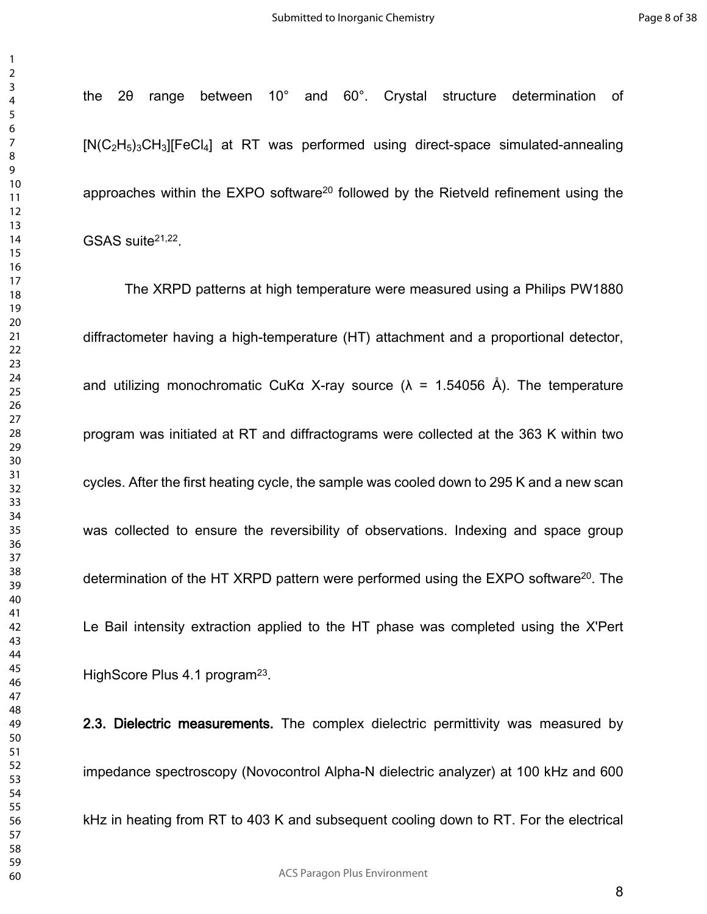the 2θ range between 10° and 60°. Crystal structure determination of $[N(C_2H_5)_3CH_3][FeCl_4]$ at RT was performed using direct-space simulated-annealing approaches within the EXPO software[20] followed by the Rietveld refinement using the GSAS suite[21,22].

The XRPD patterns at high temperature were measured using a Philips PW1880 diffractometer having a high-temperature (HT) attachment and a proportional detector, and utilizing monochromatic CuKα X-ray source (λ = 1.54056 Å). The temperature program was initiated at RT and diffractograms were collected at the 363 K within two cycles. After the first heating cycle, the sample was cooled down to 295 K and a new scan was collected to ensure the reversibility of observations. Indexing and space group determination of the HT XRPD pattern were performed using the EXPO software[20]. The Le Bail intensity extraction applied to the HT phase was completed using the X'Pert HighScore Plus 4.1 program[23].

**2.3. Dielectric measurements.** The complex dielectric permittivity was measured by impedance spectroscopy (Novocontrol Alpha-N dielectric analyzer) at 100 kHz and 600 kHz in heating from RT to 403 K and subsequent cooling down to RT. For the electrical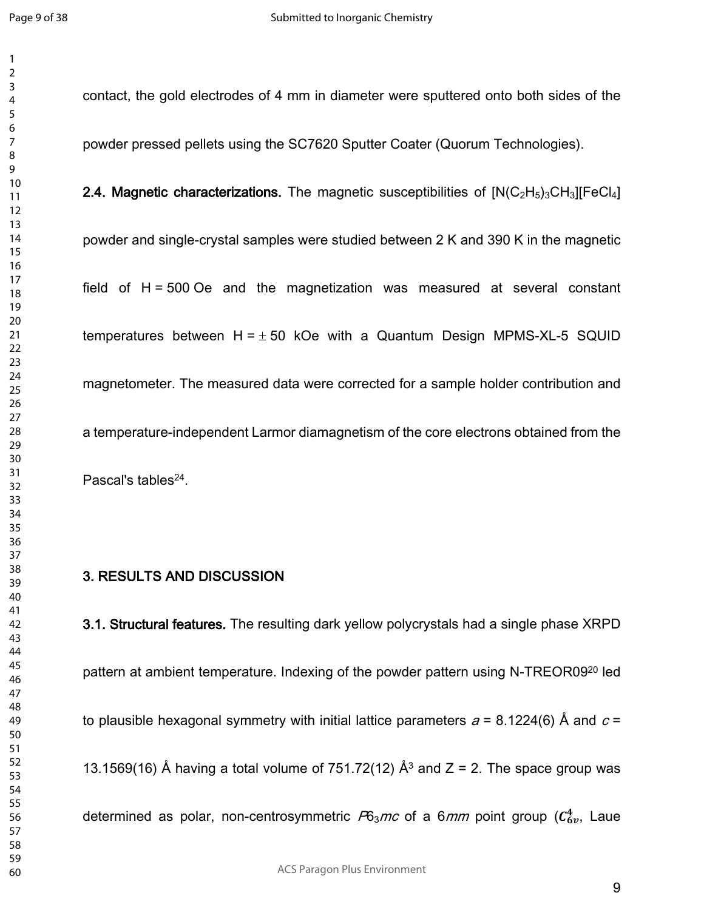contact, the gold electrodes of 4 mm in diameter were sputtered onto both sides of the powder pressed pellets using the SC7620 Sputter Coater (Quorum Technologies).

**2.4. Magnetic characterizations.** The magnetic susceptibilities of $[N(C_2H_5)_3CH_3][FeCl_4]$ powder and single-crystal samples were studied between 2 K and 390 K in the magnetic field of H = 500 Oe and the magnetization was measured at several constant temperatures between H = $\pm$ 50 kOe with a Quantum Design MPMS-XL-5 SQUID magnetometer. The measured data were corrected for a sample holder contribution and a temperature-independent Larmor diamagnetism of the core electrons obtained from the Pascal's tables[24].

## 3. RESULTS AND DISCUSSION

**3.1. Structural features.** The resulting dark yellow polycrystals had a single phase XRPD pattern at ambient temperature. Indexing of the powder pattern using N-TREOR09[20] led to plausible hexagonal symmetry with initial lattice parameters $a$ = 8.1224(6) Å and $c$ = 13.1569(16) Å having a total volume of 751.72(12) Å$^3$ and Z = 2. The space group was determined as polar, non-centrosymmetric $P6_3mc$ of a $6mm$ point group ($C_{6v}^4$, Laue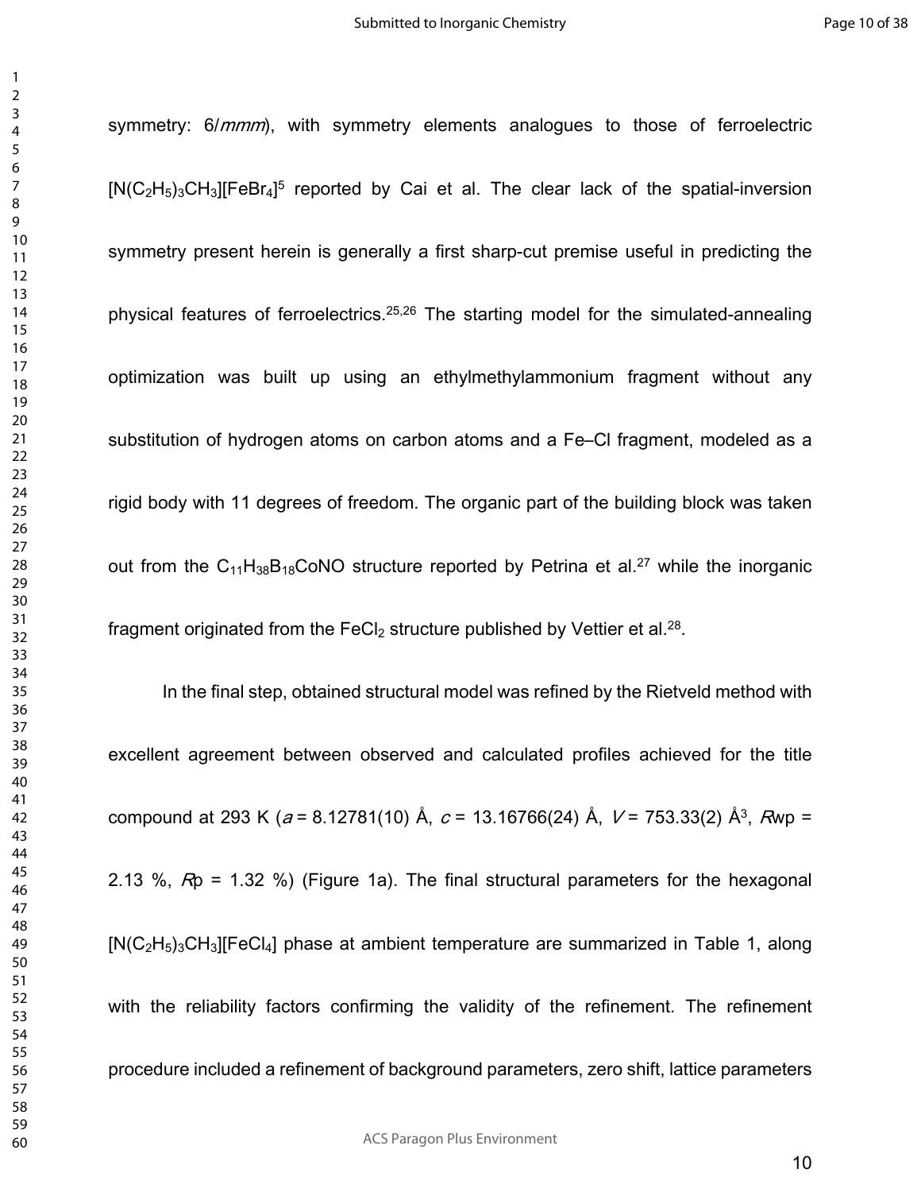symmetry: 6/*mmm*), with symmetry elements analogues to those of ferroelectric $[N(C_2H_5)_3CH_3][FeBr_4]$[5] reported by Cai et al. The clear lack of the spatial-inversion symmetry present herein is generally a first sharp-cut premise useful in predicting the physical features of ferroelectrics.[25,26] The starting model for the simulated-annealing optimization was built up using an ethylmethylammonium fragment without any substitution of hydrogen atoms on carbon atoms and a Fe–Cl fragment, modeled as a rigid body with 11 degrees of freedom. The organic part of the building block was taken out from the $C_{11}H_{38}B_{18}CoNO$ structure reported by Petrina et al.[27] while the inorganic fragment originated from the $FeCl_2$ structure published by Vettier et al.[28].

In the final step, obtained structural model was refined by the Rietveld method with excellent agreement between observed and calculated profiles achieved for the title compound at 293 K ($a$ = 8.12781(10) Å, $c$ = 13.16766(24) Å, $V$ = 753.33(2) Å$^3$, $R$wp = 2.13 %, $R$p = 1.32 %) (Figure 1a). The final structural parameters for the hexagonal $[N(C_2H_5)_3CH_3][FeCl_4]$ phase at ambient temperature are summarized in Table 1, along with the reliability factors confirming the validity of the refinement. The refinement procedure included a refinement of background parameters, zero shift, lattice parameters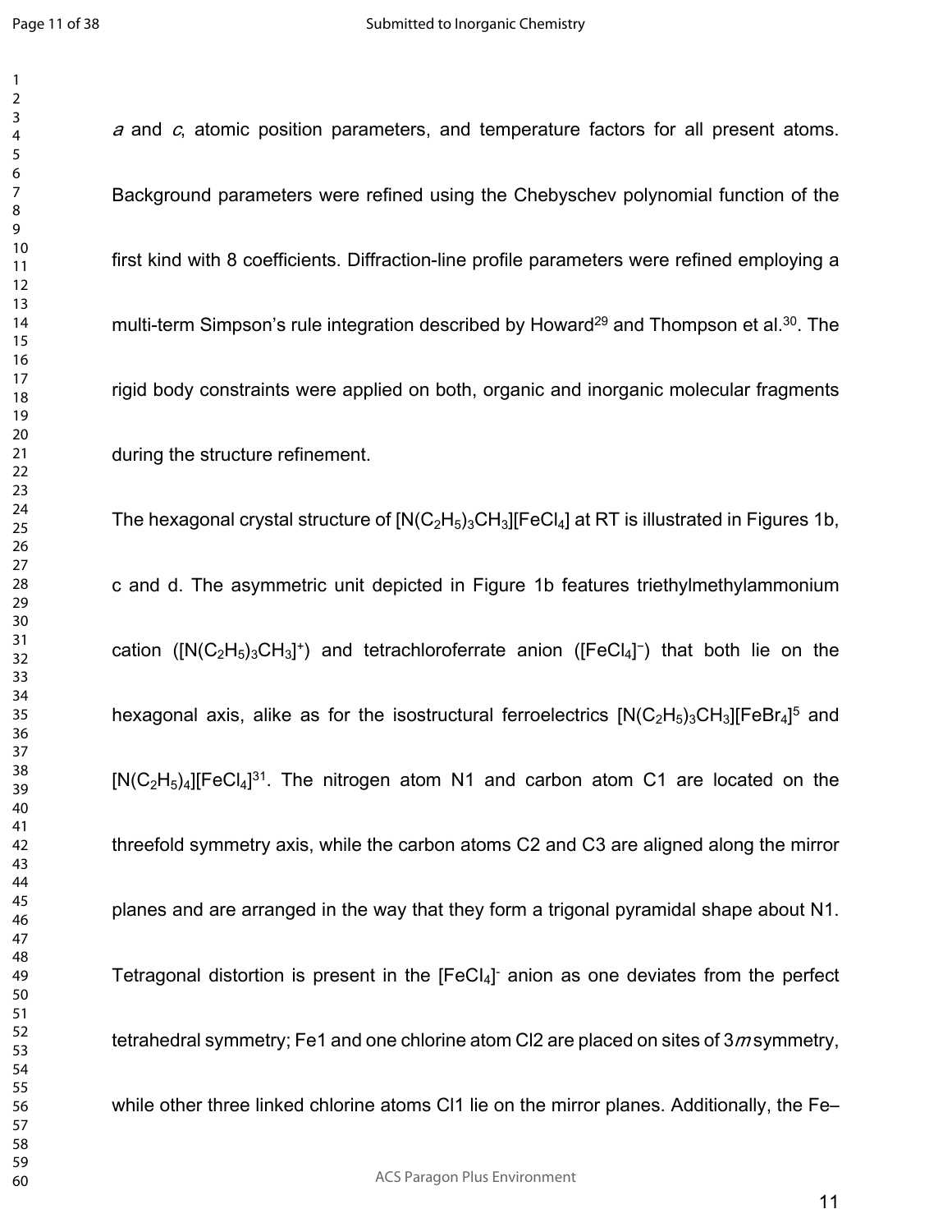*a* and *c*, atomic position parameters, and temperature factors for all present atoms. Background parameters were refined using the Chebyschev polynomial function of the first kind with 8 coefficients. Diffraction-line profile parameters were refined employing a multi-term Simpson's rule integration described by Howard[29] and Thompson et al.[30]. The rigid body constraints were applied on both, organic and inorganic molecular fragments during the structure refinement.

The hexagonal crystal structure of $[N(C_2H_5)_3CH_3][FeCl_4]$ at RT is illustrated in Figures 1b, c and d. The asymmetric unit depicted in Figure 1b features triethylmethylammonium cation ($[N(C_2H_5)_3CH_3]^+$) and tetrachloroferrate anion ($[FeCl_4]^-$) that both lie on the hexagonal axis, alike as for the isostructural ferroelectrics $[N(C_2H_5)_3CH_3][FeBr_4]$[5] and $[N(C_2H_5)_4][FeCl_4]$[31]. The nitrogen atom N1 and carbon atom C1 are located on the threefold symmetry axis, while the carbon atoms C2 and C3 are aligned along the mirror planes and are arranged in the way that they form a trigonal pyramidal shape about N1. Tetragonal distortion is present in the $[FeCl_4]^-$ anion as one deviates from the perfect tetrahedral symmetry; Fe1 and one chlorine atom Cl2 are placed on sites of 3*m* symmetry, while other three linked chlorine atoms Cl1 lie on the mirror planes. Additionally, the Fe–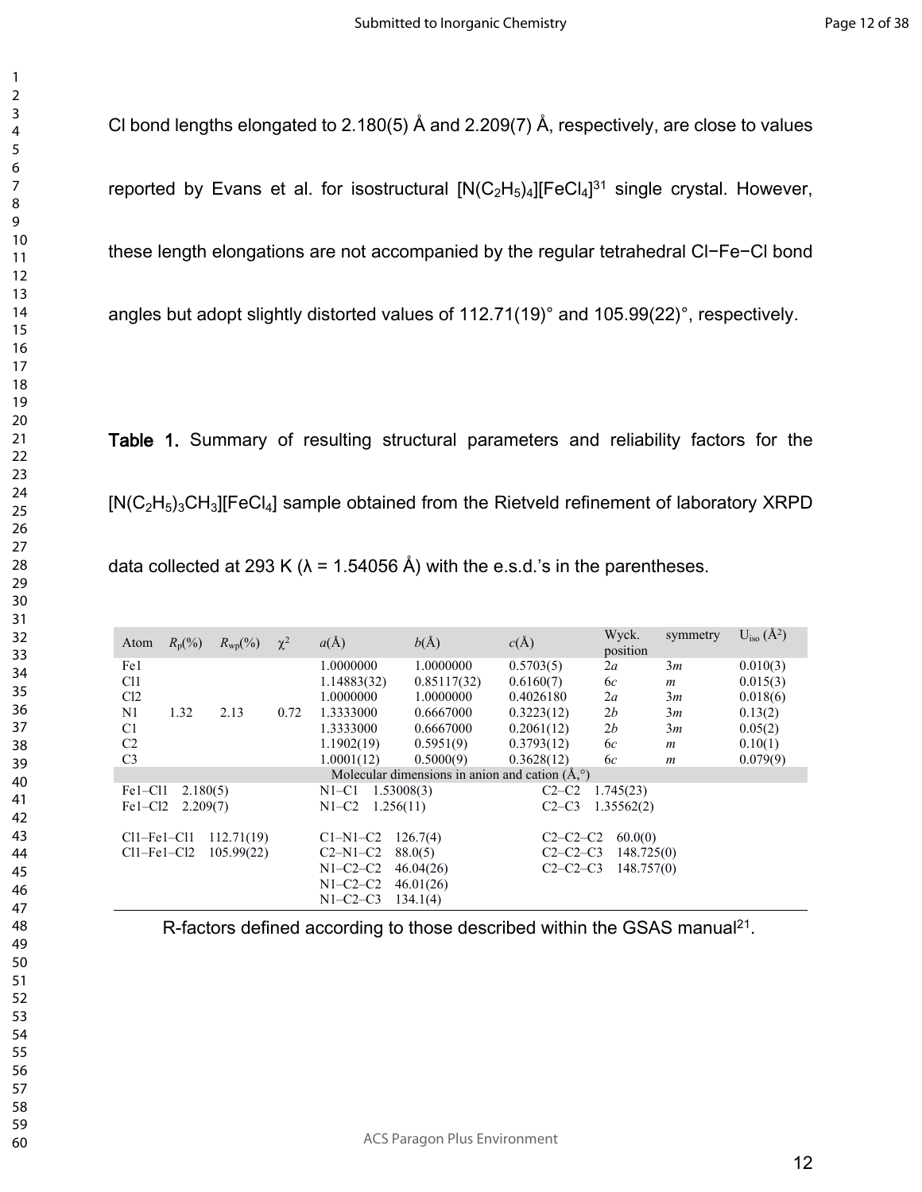Cl bond lengths elongated to 2.180(5) Å and 2.209(7) Å, respectively, are close to values reported by Evans et al. for isostructural $[N(C_2H_5)_4][FeCl_4]$[31] single crystal. However, these length elongations are not accompanied by the regular tetrahedral Cl−Fe−Cl bond angles but adopt slightly distorted values of 112.71(19)° and 105.99(22)°, respectively.

**Table 1.** Summary of resulting structural parameters and reliability factors for the $[N(C_2H_5)_3CH_3][FeCl_4]$ sample obtained from the Rietveld refinement of laboratory XRPD data collected at 293 K (λ = 1.54056 Å) with the e.s.d.'s in the parentheses.

| Atom | $R_p$(%) | $R_{wp}$(%) | $\chi^2$ | $a$(Å) | $b$(Å) | $c$(Å) | Wyck. position | symmetry | $U_{iso}$ (Å$^2$) |
|---|---|---|---|---|---|---|---|---|---|
| Fe1 | | | | 1.0000000 | 1.0000000 | 0.5703(5) | 2$a$ | 3$m$ | 0.010(3) |
| Cl1 | | | | 1.14883(32) | 0.85117(32) | 0.6160(7) | 6$c$ | $m$ | 0.015(3) |
| Cl2 | | | | 1.0000000 | 1.0000000 | 0.4026180 | 2$a$ | 3$m$ | 0.018(6) |
| N1 | 1.32 | 2.13 | 0.72 | 1.3333000 | 0.6667000 | 0.3223(12) | 2$b$ | 3$m$ | 0.13(2) |
| C1 | | | | 1.3333000 | 0.6667000 | 0.2061(12) | 2$b$ | 3$m$ | 0.05(2) |
| C2 | | | | 1.1902(19) | 0.5951(9) | 0.3793(12) | 6$c$ | $m$ | 0.10(1) |
| C3 | | | | 1.0001(12) | 0.5000(9) | 0.3628(12) | 6$c$ | $m$ | 0.079(9) |
| Molecular dimensions in anion and cation (Å,°) | | | | | | | | | |
| Fe1–Cl1 | 2.180(5) | | | N1–C1 | 1.53008(3) | C2–C2 | 1.745(23) | | |
| Fe1–Cl2 | 2.209(7) | | | N1–C2 | 1.256(11) | C2–C3 | 1.35562(2) | | |
| Cl1–Fe1–Cl1 | 112.71(19) | | | C1–N1–C2 | 126.7(4) | C2–C2–C2 | 60.0(0) | | |
| Cl1–Fe1–Cl2 | 105.99(22) | | | C2–N1–C2 | 88.0(5) | C2–C2–C3 | 148.725(0) | | |
| | | | | N1–C2–C2 | 46.04(26) | C2–C2–C3 | 148.757(0) | | |
| | | | | N1–C2–C2 | 46.01(26) | | | | |
| | | | | N1–C2–C3 | 134.1(4) | | | | |

R-factors defined according to those described within the GSAS manual[21].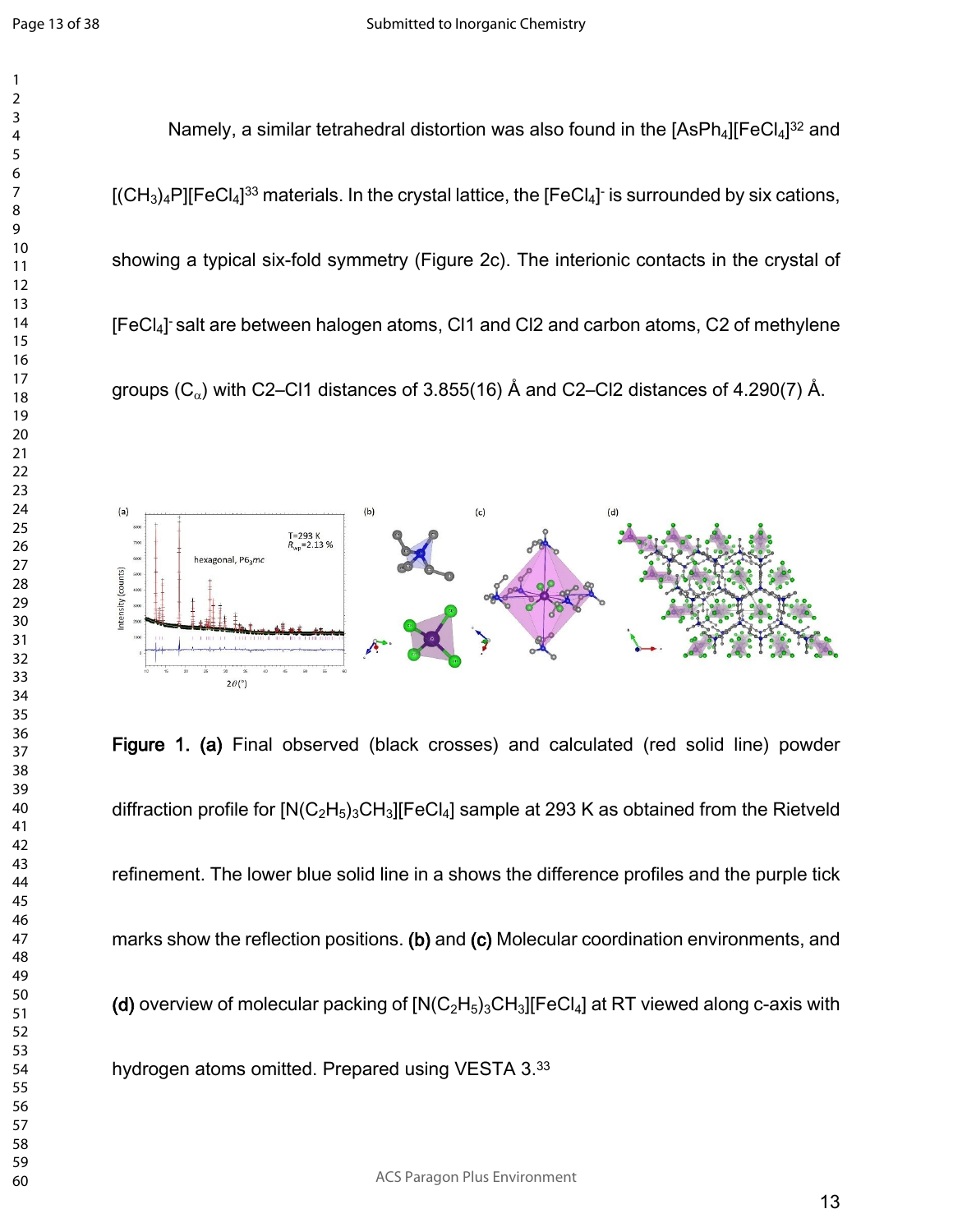Namely, a similar tetrahedral distortion was also found in the $[AsPh_4][FeCl_4]$[32] and $[(CH_3)_4P][FeCl_4]$[33] materials. In the crystal lattice, the $[FeCl_4]^-$ is surrounded by six cations, showing a typical six-fold symmetry (Figure 2c). The interionic contacts in the crystal of $[FeCl_4]^-$ salt are between halogen atoms, Cl1 and Cl2 and carbon atoms, C2 of methylene groups ($C_\alpha$) with C2–Cl1 distances of 3.855(16) Å and C2–Cl2 distances of 4.290(7) Å.

**Figure 1. (a)** Final observed (black crosses) and calculated (red solid line) powder diffraction profile for $[N(C_2H_5)_3CH_3][FeCl_4]$ sample at 293 K as obtained from the Rietveld refinement. The lower blue solid line in a shows the difference profiles and the purple tick marks show the reflection positions. **(b)** and **(c)** Molecular coordination environments, and **(d)** overview of molecular packing of $[N(C_2H_5)_3CH_3][FeCl_4]$ at RT viewed along c-axis with hydrogen atoms omitted. Prepared using VESTA 3.[33]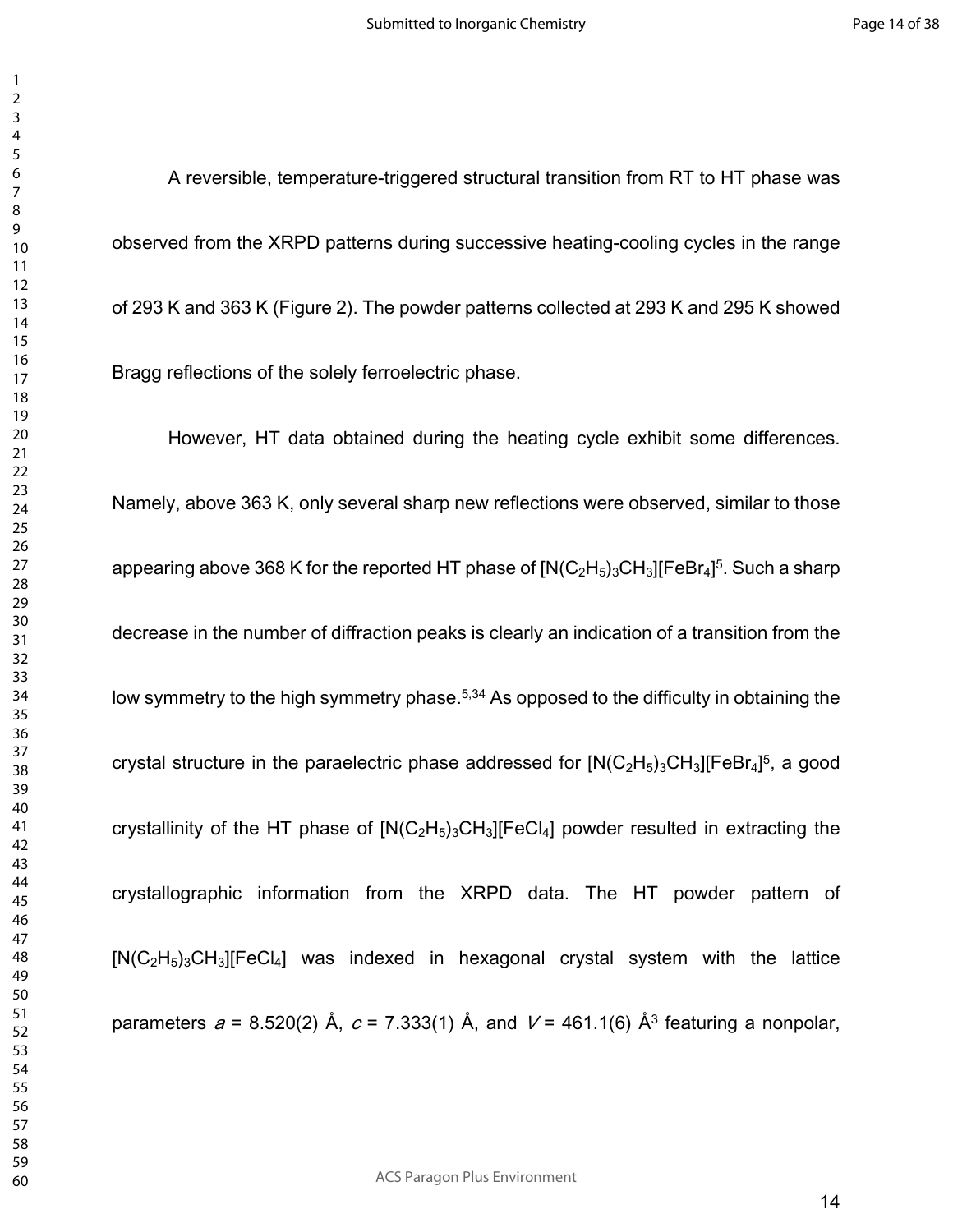A reversible, temperature-triggered structural transition from RT to HT phase was observed from the XRPD patterns during successive heating-cooling cycles in the range of 293 K and 363 K (Figure 2). The powder patterns collected at 293 K and 295 K showed Bragg reflections of the solely ferroelectric phase.

However, HT data obtained during the heating cycle exhibit some differences. Namely, above 363 K, only several sharp new reflections were observed, similar to those appearing above 368 K for the reported HT phase of $[N(C_2H_5)_3CH_3][FeBr_4]$[5]. Such a sharp decrease in the number of diffraction peaks is clearly an indication of a transition from the low symmetry to the high symmetry phase.[5,34] As opposed to the difficulty in obtaining the crystal structure in the paraelectric phase addressed for $[N(C_2H_5)_3CH_3][FeBr_4]$[5], a good crystallinity of the HT phase of $[N(C_2H_5)_3CH_3][FeCl_4]$ powder resulted in extracting the crystallographic information from the XRPD data. The HT powder pattern of $[N(C_2H_5)_3CH_3][FeCl_4]$ was indexed in hexagonal crystal system with the lattice parameters $a$ = 8.520(2) Å, $c$ = 7.333(1) Å, and $V$ = 461.1(6) Å$^3$ featuring a nonpolar,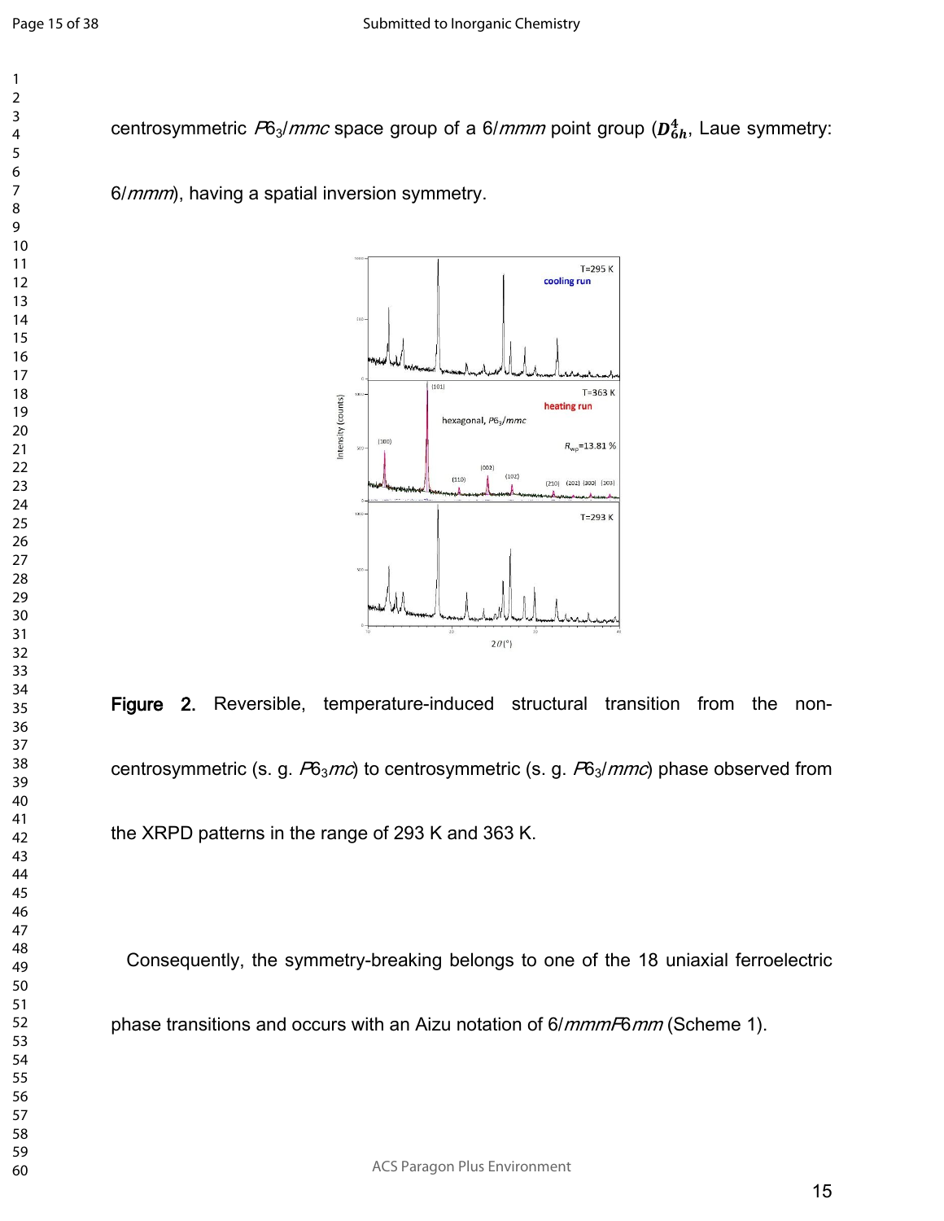centrosymmetric $P6_3/mmc$ space group of a $6/mmm$ point group ($\boldsymbol{D_{6h}^4}$, Laue symmetry: $6/mmm$), having a spatial inversion symmetry.

**Figure 2.** Reversible, temperature-induced structural transition from the non-centrosymmetric (s. g. $P6_3mc$) to centrosymmetric (s. g. $P6_3/mmc$) phase observed from the XRPD patterns in the range of 293 K and 363 K.

Consequently, the symmetry-breaking belongs to one of the 18 uniaxial ferroelectric phase transitions and occurs with an Aizu notation of $6/mmmF6mm$ (Scheme 1).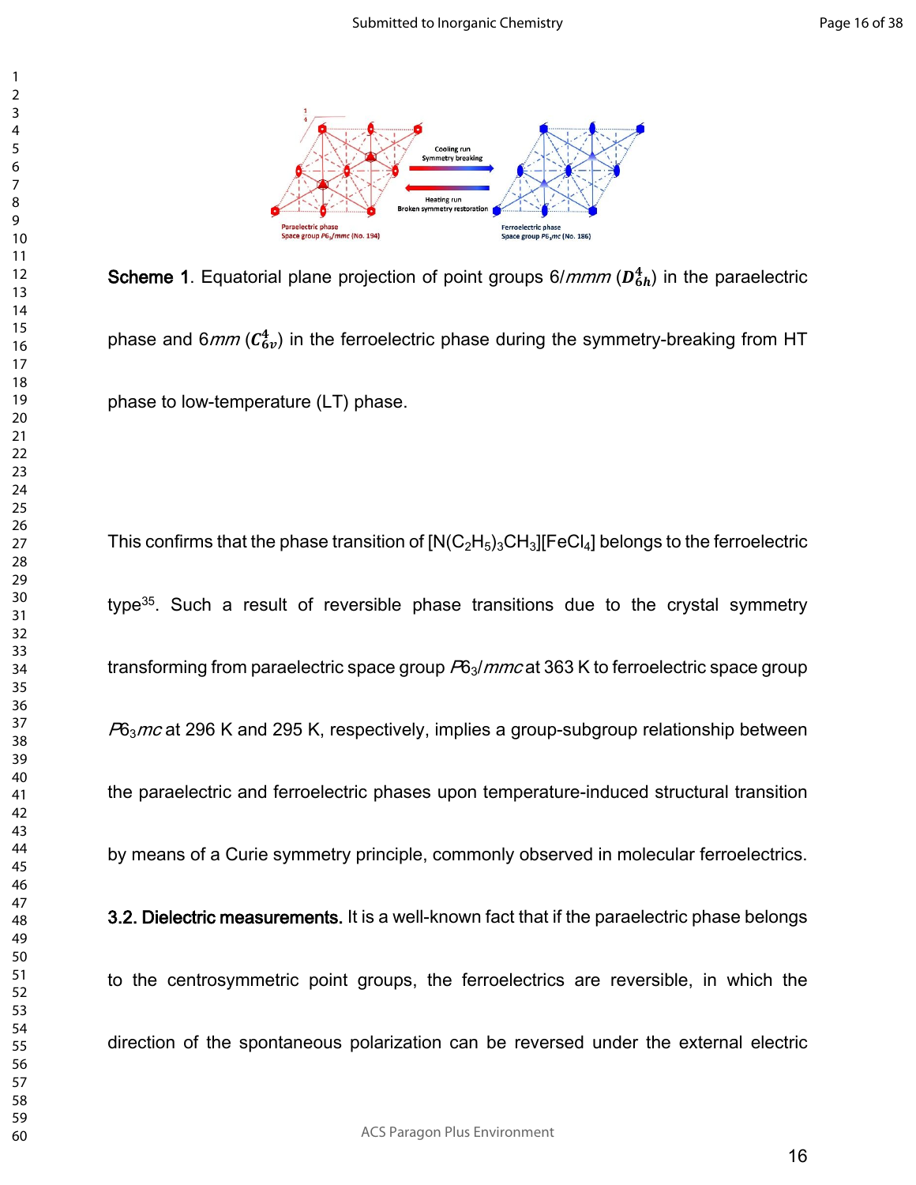**Scheme 1**. Equatorial plane projection of point groups 6/*mmm* ($\boldsymbol{D_{6h}^{4}}$) in the paraelectric phase and 6*mm* ($\boldsymbol{C_{6v}^{4}}$) in the ferroelectric phase during the symmetry-breaking from HT phase to low-temperature (LT) phase.

This confirms that the phase transition of $[N(C_2H_5)_3CH_3][FeCl_4]$ belongs to the ferroelectric type[35]. Such a result of reversible phase transitions due to the crystal symmetry transforming from paraelectric space group $P6_3/mmc$ at 363 K to ferroelectric space group $P6_3mc$ at 296 K and 295 K, respectively, implies a group-subgroup relationship between the paraelectric and ferroelectric phases upon temperature-induced structural transition by means of a Curie symmetry principle, commonly observed in molecular ferroelectrics.

**3.2. Dielectric measurements.** It is a well-known fact that if the paraelectric phase belongs to the centrosymmetric point groups, the ferroelectrics are reversible, in which the direction of the spontaneous polarization can be reversed under the external electric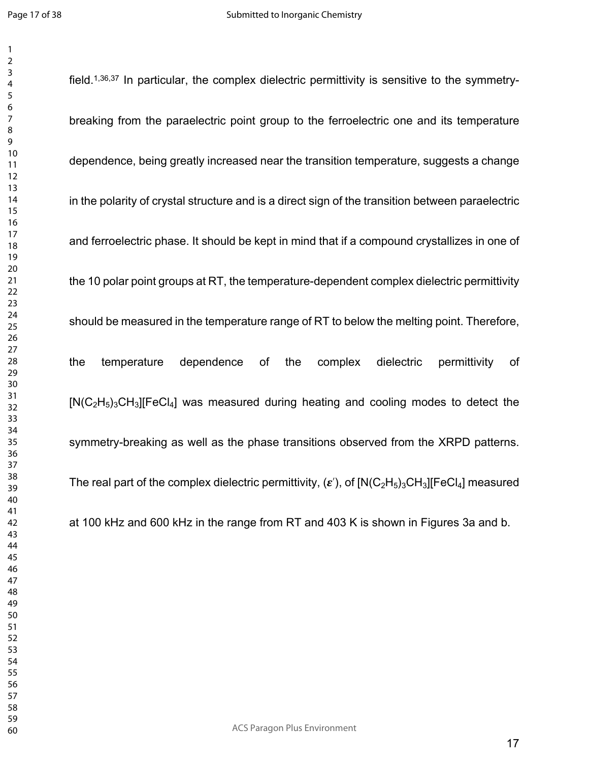field.[1,36,37] In particular, the complex dielectric permittivity is sensitive to the symmetry-breaking from the paraelectric point group to the ferroelectric one and its temperature dependence, being greatly increased near the transition temperature, suggests a change in the polarity of crystal structure and is a direct sign of the transition between paraelectric and ferroelectric phase. It should be kept in mind that if a compound crystallizes in one of the 10 polar point groups at RT, the temperature-dependent complex dielectric permittivity should be measured in the temperature range of RT to below the melting point. Therefore, the temperature dependence of the complex dielectric permittivity of $[N(C_2H_5)_3CH_3][FeCl_4]$ was measured during heating and cooling modes to detect the symmetry-breaking as well as the phase transitions observed from the XRPD patterns. The real part of the complex dielectric permittivity, ($\boldsymbol{\varepsilon}'$), of $[N(C_2H_5)_3CH_3][FeCl_4]$ measured at 100 kHz and 600 kHz in the range from RT and 403 K is shown in Figures 3a and b.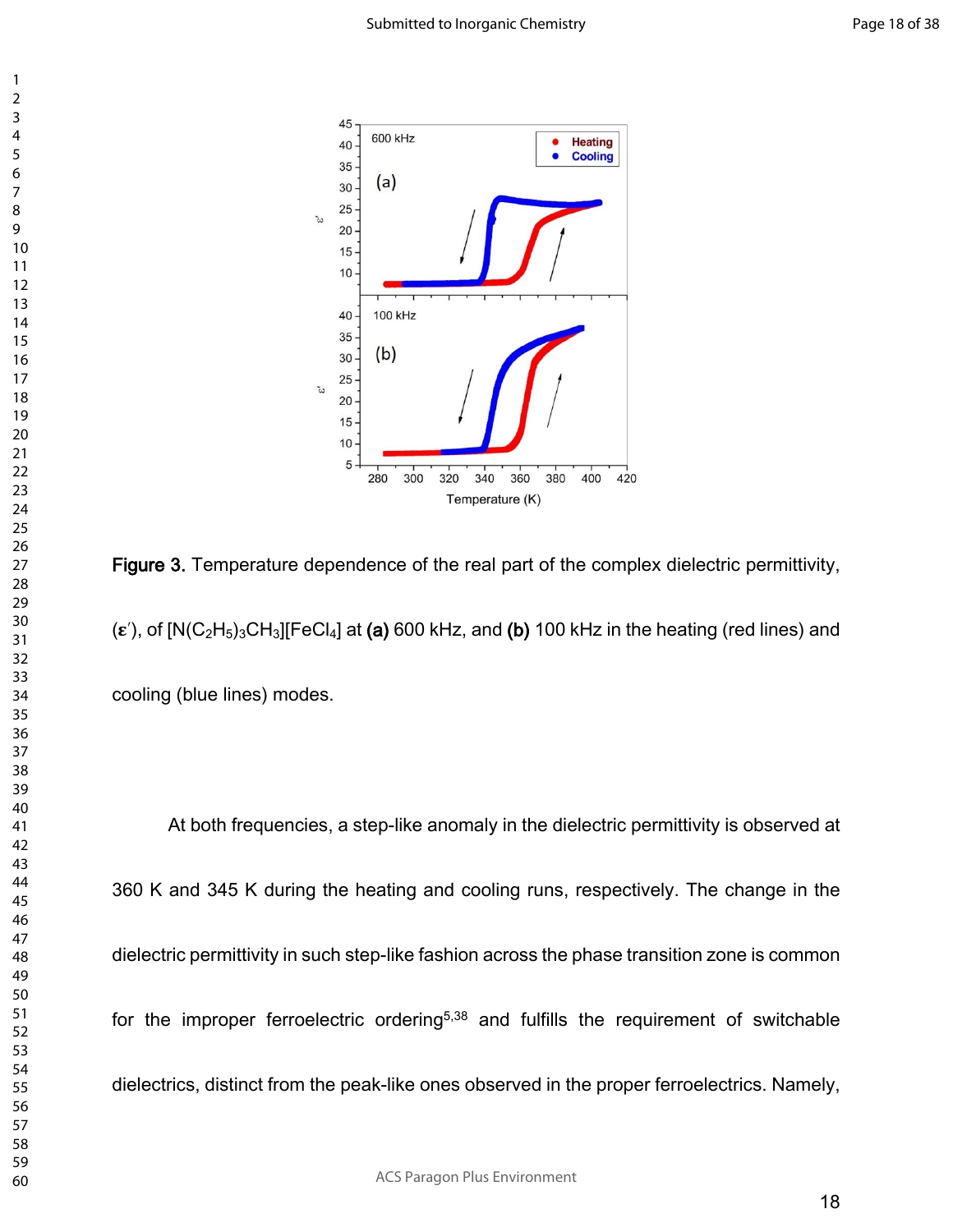**Figure 3.** Temperature dependence of the real part of the complex dielectric permittivity, ($\boldsymbol{\varepsilon}'$), of $[N(C_2H_5)_3CH_3][FeCl_4]$ at **(a)** 600 kHz, and **(b)** 100 kHz in the heating (red lines) and cooling (blue lines) modes.

At both frequencies, a step-like anomaly in the dielectric permittivity is observed at 360 K and 345 K during the heating and cooling runs, respectively. The change in the dielectric permittivity in such step-like fashion across the phase transition zone is common for the improper ferroelectric ordering[5,38] and fulfills the requirement of switchable dielectrics, distinct from the peak-like ones observed in the proper ferroelectrics. Namely,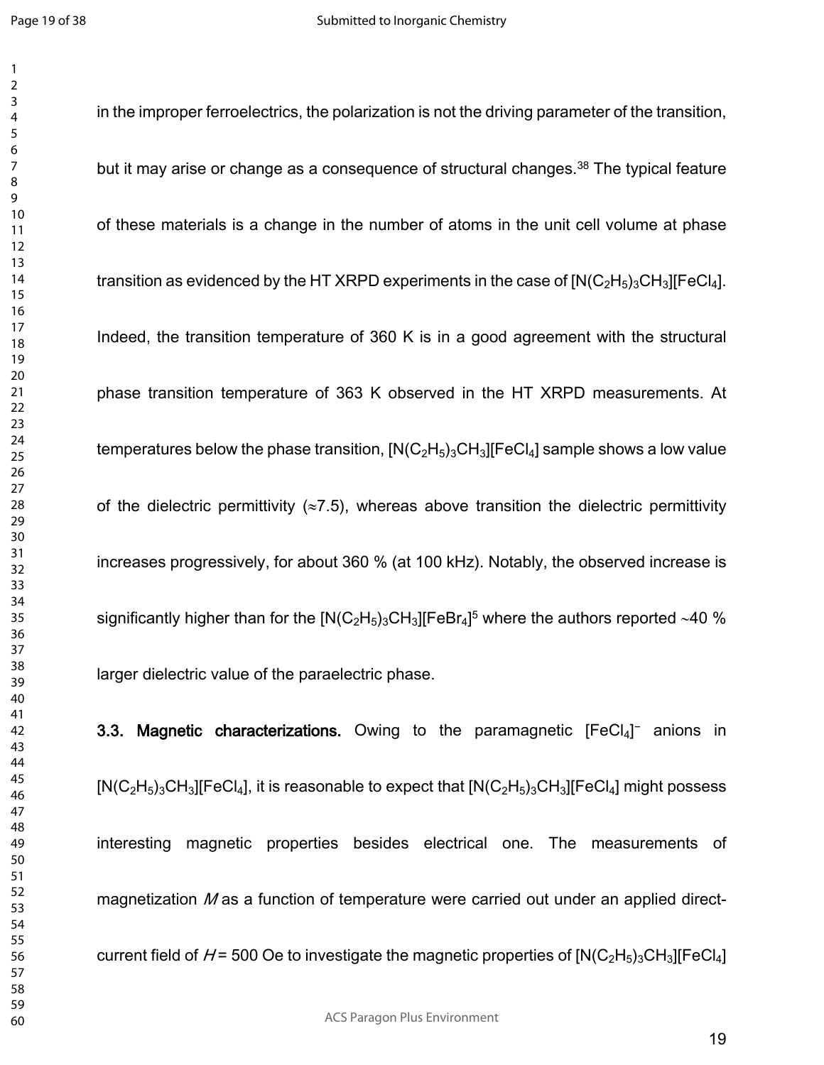in the improper ferroelectrics, the polarization is not the driving parameter of the transition, but it may arise or change as a consequence of structural changes.[38] The typical feature of these materials is a change in the number of atoms in the unit cell volume at phase transition as evidenced by the HT XRPD experiments in the case of $[N(C_2H_5)_3CH_3][FeCl_4]$. Indeed, the transition temperature of 360 K is in a good agreement with the structural phase transition temperature of 363 K observed in the HT XRPD measurements. At temperatures below the phase transition, $[N(C_2H_5)_3CH_3][FeCl_4]$ sample shows a low value of the dielectric permittivity ($\approx$7.5), whereas above transition the dielectric permittivity increases progressively, for about 360 % (at 100 kHz). Notably, the observed increase is significantly higher than for the $[N(C_2H_5)_3CH_3][FeBr_4]$[5] where the authors reported ~40 % larger dielectric value of the paraelectric phase.

**3.3. Magnetic characterizations.** Owing to the paramagnetic $[FeCl_4]^-$ anions in $[N(C_2H_5)_3CH_3][FeCl_4]$, it is reasonable to expect that $[N(C_2H_5)_3CH_3][FeCl_4]$ might possess interesting magnetic properties besides electrical one. The measurements of magnetization $M$ as a function of temperature were carried out under an applied direct-current field of $H$ = 500 Oe to investigate the magnetic properties of $[N(C_2H_5)_3CH_3][FeCl_4]$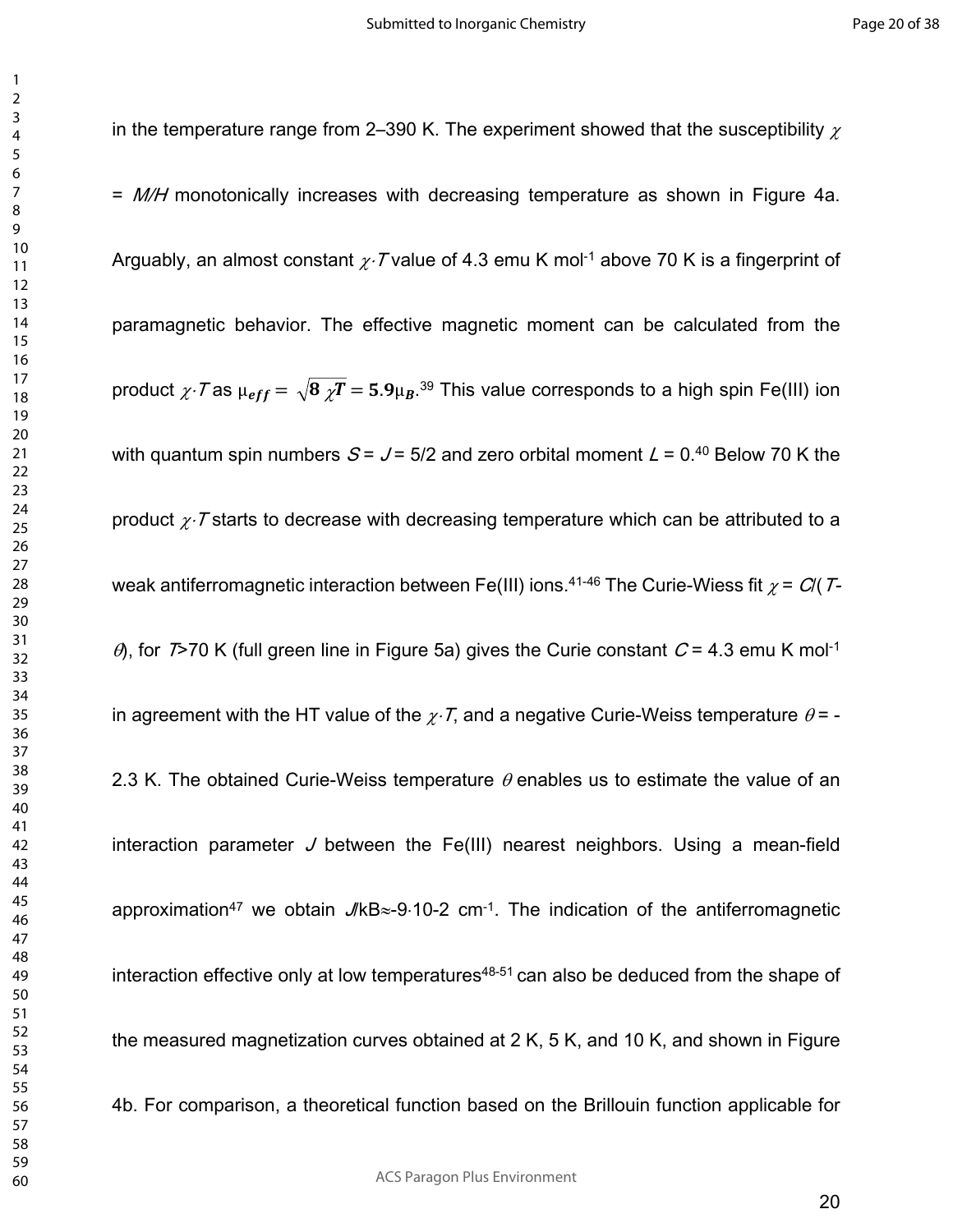in the temperature range from 2–390 K. The experiment showed that the susceptibility $\chi$ = *M/H* monotonically increases with decreasing temperature as shown in Figure 4a. Arguably, an almost constant $\chi\cdot T$ value of 4.3 emu K mol$^{-1}$ above 70 K is a fingerprint of paramagnetic behavior. The effective magnetic moment can be calculated from the product $\chi\cdot T$ as $\mu_{eff} = \sqrt{8\ \chi T} = 5.9\mu_B$.[39] This value corresponds to a high spin Fe(III) ion with quantum spin numbers $S = J = 5/2$ and zero orbital moment $L = 0$.[40] Below 70 K the product $\chi\cdot T$ starts to decrease with decreasing temperature which can be attributed to a weak antiferromagnetic interaction between Fe(III) ions.[41-46] The Curie-Wiess fit $\chi = C/(T-\theta)$, for $T$>70 K (full green line in Figure 5a) gives the Curie constant $C$ = 4.3 emu K mol$^{-1}$ in agreement with the HT value of the $\chi\cdot T$, and a negative Curie-Weiss temperature $\theta$ = -2.3 K. The obtained Curie-Weiss temperature $\theta$ enables us to estimate the value of an interaction parameter $J$ between the Fe(III) nearest neighbors. Using a mean-field approximation[47] we obtain $J$/kB≈-9·10-2 cm$^{-1}$. The indication of the antiferromagnetic interaction effective only at low temperatures[48-51] can also be deduced from the shape of the measured magnetization curves obtained at 2 K, 5 K, and 10 K, and shown in Figure 4b. For comparison, a theoretical function based on the Brillouin function applicable for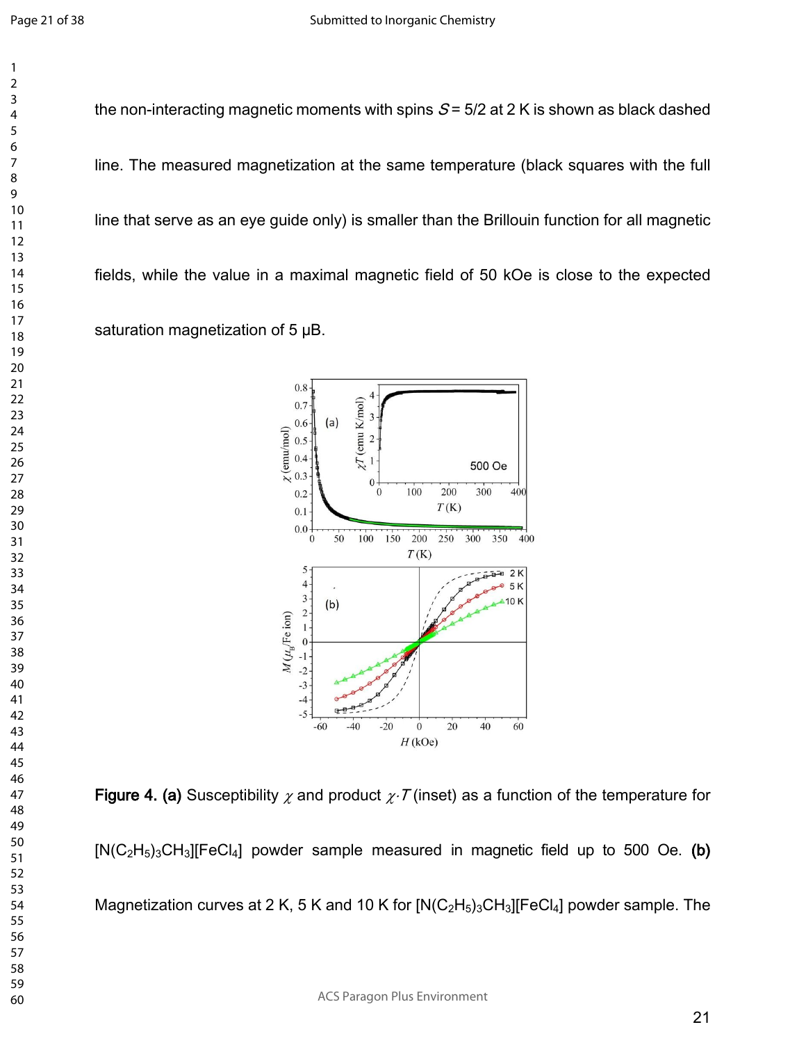the non-interacting magnetic moments with spins $S = 5/2$ at 2 K is shown as black dashed line. The measured magnetization at the same temperature (black squares with the full line that serve as an eye guide only) is smaller than the Brillouin function for all magnetic fields, while the value in a maximal magnetic field of 50 kOe is close to the expected saturation magnetization of 5 μB.

**Figure 4. (a)** Susceptibility $\chi$ and product $\chi \cdot T$ (inset) as a function of the temperature for $[N(C_2H_5)_3CH_3][FeCl_4]$ powder sample measured in magnetic field up to 500 Oe. **(b)** Magnetization curves at 2 K, 5 K and 10 K for $[N(C_2H_5)_3CH_3][FeCl_4]$ powder sample. The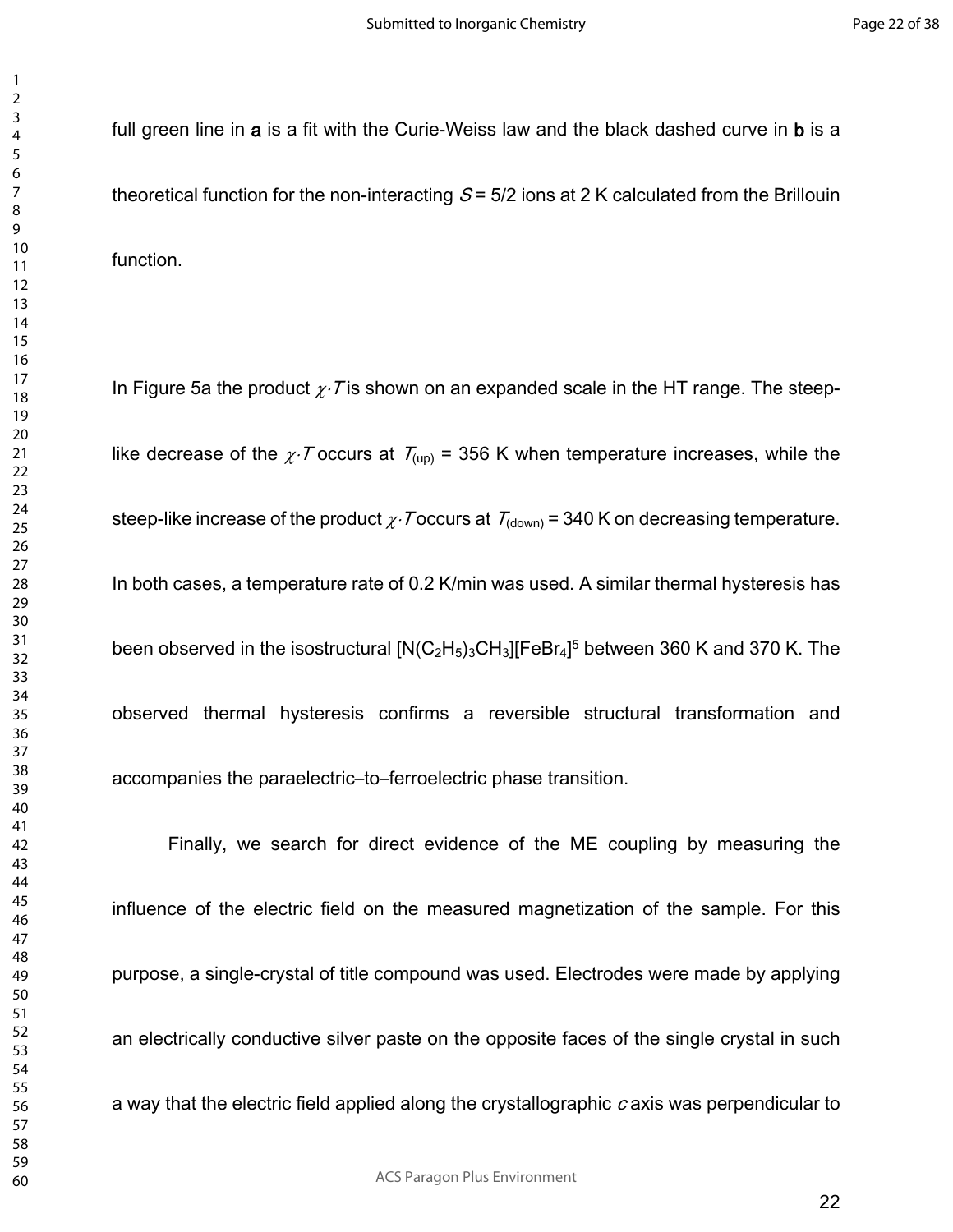full green line in **a** is a fit with the Curie-Weiss law and the black dashed curve in **b** is a theoretical function for the non-interacting $S = 5/2$ ions at 2 K calculated from the Brillouin function.

In Figure 5a the product $\chi \cdot T$ is shown on an expanded scale in the HT range. The steep-like decrease of the $\chi \cdot T$ occurs at $T_{(up)}$ = 356 K when temperature increases, while the steep-like increase of the product $\chi \cdot T$ occurs at $T_{(down)}$ = 340 K on decreasing temperature. In both cases, a temperature rate of 0.2 K/min was used. A similar thermal hysteresis has been observed in the isostructural $[N(C_2H_5)_3CH_3][FeBr_4]$[5] between 360 K and 370 K. The observed thermal hysteresis confirms a reversible structural transformation and accompanies the paraelectric–to–ferroelectric phase transition.

Finally, we search for direct evidence of the ME coupling by measuring the influence of the electric field on the measured magnetization of the sample. For this purpose, a single-crystal of title compound was used. Electrodes were made by applying an electrically conductive silver paste on the opposite faces of the single crystal in such a way that the electric field applied along the crystallographic *c* axis was perpendicular to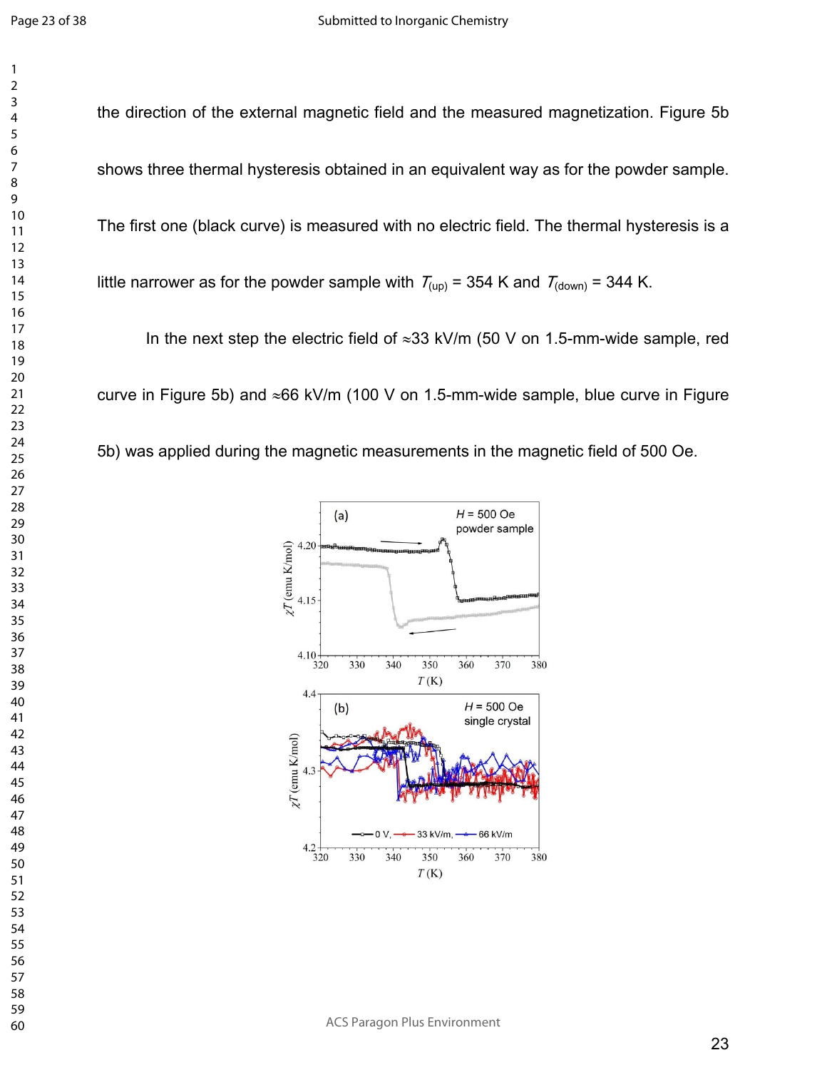the direction of the external magnetic field and the measured magnetization. Figure 5b shows three thermal hysteresis obtained in an equivalent way as for the powder sample. The first one (black curve) is measured with no electric field. The thermal hysteresis is a little narrower as for the powder sample with $T_{(up)}$ = 354 K and $T_{(down)}$ = 344 K.

In the next step the electric field of ≈33 kV/m (50 V on 1.5-mm-wide sample, red curve in Figure 5b) and ≈66 kV/m (100 V on 1.5-mm-wide sample, blue curve in Figure 5b) was applied during the magnetic measurements in the magnetic field of 500 Oe.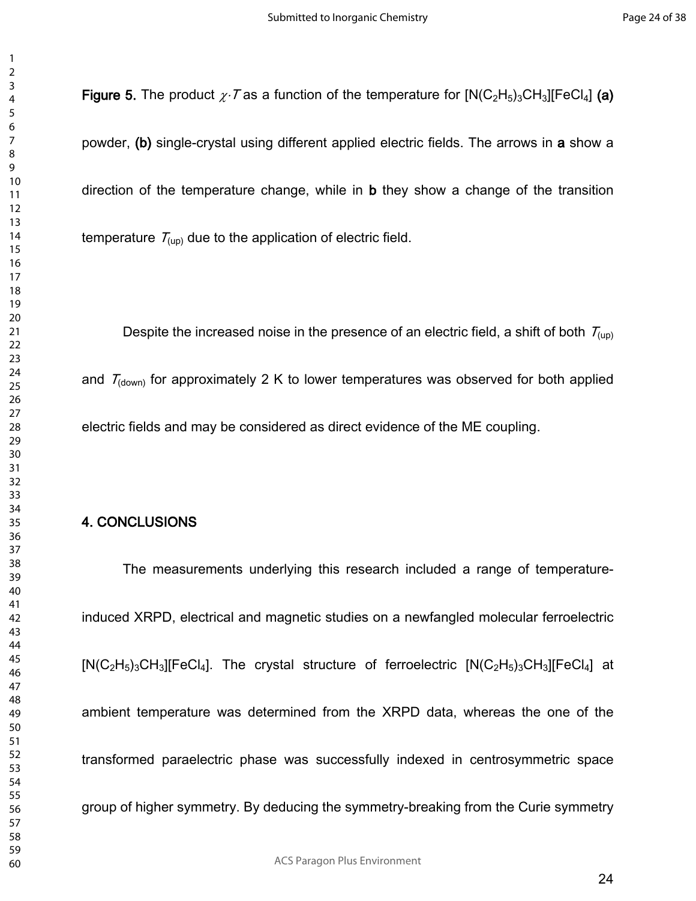**Figure 5.** The product $\chi \cdot T$ as a function of the temperature for $[N(C_2H_5)_3CH_3][FeCl_4]$ **(a)** powder, **(b)** single-crystal using different applied electric fields. The arrows in **a** show a direction of the temperature change, while in **b** they show a change of the transition temperature $T_{(up)}$ due to the application of electric field.

Despite the increased noise in the presence of an electric field, a shift of both $T_{(up)}$ and $T_{(down)}$ for approximately 2 K to lower temperatures was observed for both applied electric fields and may be considered as direct evidence of the ME coupling.

## 4. CONCLUSIONS

The measurements underlying this research included a range of temperature-induced XRPD, electrical and magnetic studies on a newfangled molecular ferroelectric $[N(C_2H_5)_3CH_3][FeCl_4]$. The crystal structure of ferroelectric $[N(C_2H_5)_3CH_3][FeCl_4]$ at ambient temperature was determined from the XRPD data, whereas the one of the transformed paraelectric phase was successfully indexed in centrosymmetric space group of higher symmetry. By deducing the symmetry-breaking from the Curie symmetry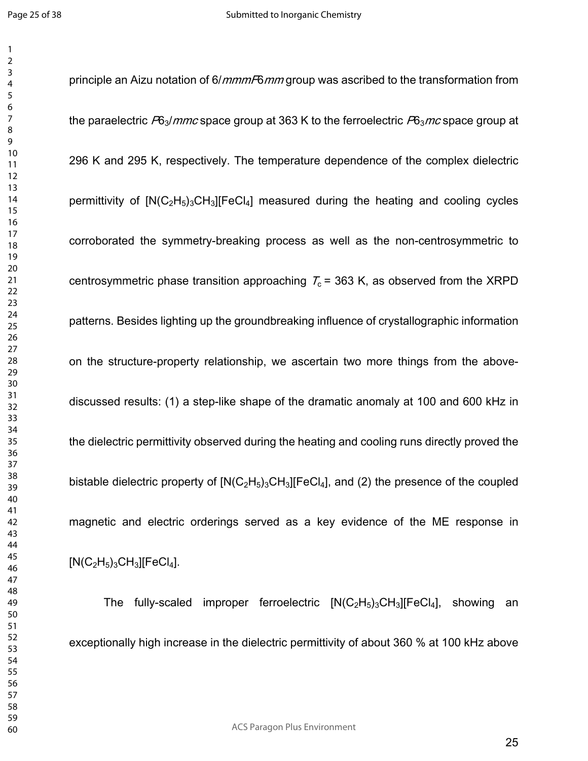principle an Aizu notation of 6/*mmmF*6*mm* group was ascribed to the transformation from the paraelectric $P6_3/mmc$ space group at 363 K to the ferroelectric $P6_3mc$ space group at 296 K and 295 K, respectively. The temperature dependence of the complex dielectric permittivity of $[N(C_2H_5)_3CH_3][FeCl_4]$ measured during the heating and cooling cycles corroborated the symmetry-breaking process as well as the non-centrosymmetric to centrosymmetric phase transition approaching $T_c$ = 363 K, as observed from the XRPD patterns. Besides lighting up the groundbreaking influence of crystallographic information on the structure-property relationship, we ascertain two more things from the above-discussed results: (1) a step-like shape of the dramatic anomaly at 100 and 600 kHz in the dielectric permittivity observed during the heating and cooling runs directly proved the bistable dielectric property of $[N(C_2H_5)_3CH_3][FeCl_4]$, and (2) the presence of the coupled magnetic and electric orderings served as a key evidence of the ME response in $[N(C_2H_5)_3CH_3][FeCl_4]$.

The fully-scaled improper ferroelectric $[N(C_2H_5)_3CH_3][FeCl_4]$, showing an exceptionally high increase in the dielectric permittivity of about 360 % at 100 kHz above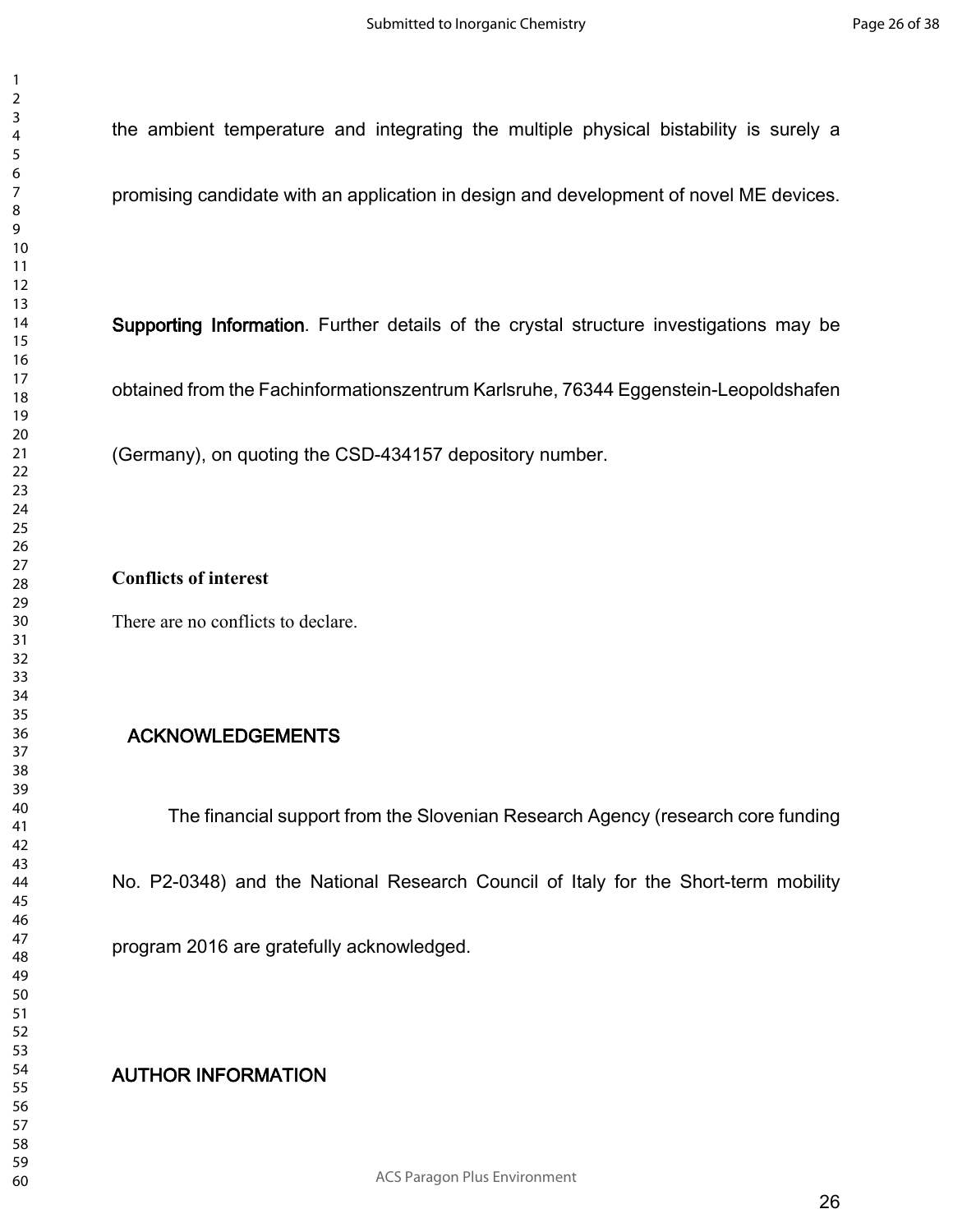the ambient temperature and integrating the multiple physical bistability is surely a promising candidate with an application in design and development of novel ME devices.

**Supporting Information**. Further details of the crystal structure investigations may be obtained from the Fachinformationszentrum Karlsruhe, 76344 Eggenstein-Leopoldshafen (Germany), on quoting the CSD-434157 depository number.

**Conflicts of interest**

There are no conflicts to declare.

## ACKNOWLEDGEMENTS

The financial support from the Slovenian Research Agency (research core funding No. P2-0348) and the National Research Council of Italy for the Short-term mobility program 2016 are gratefully acknowledged.

## AUTHOR INFORMATION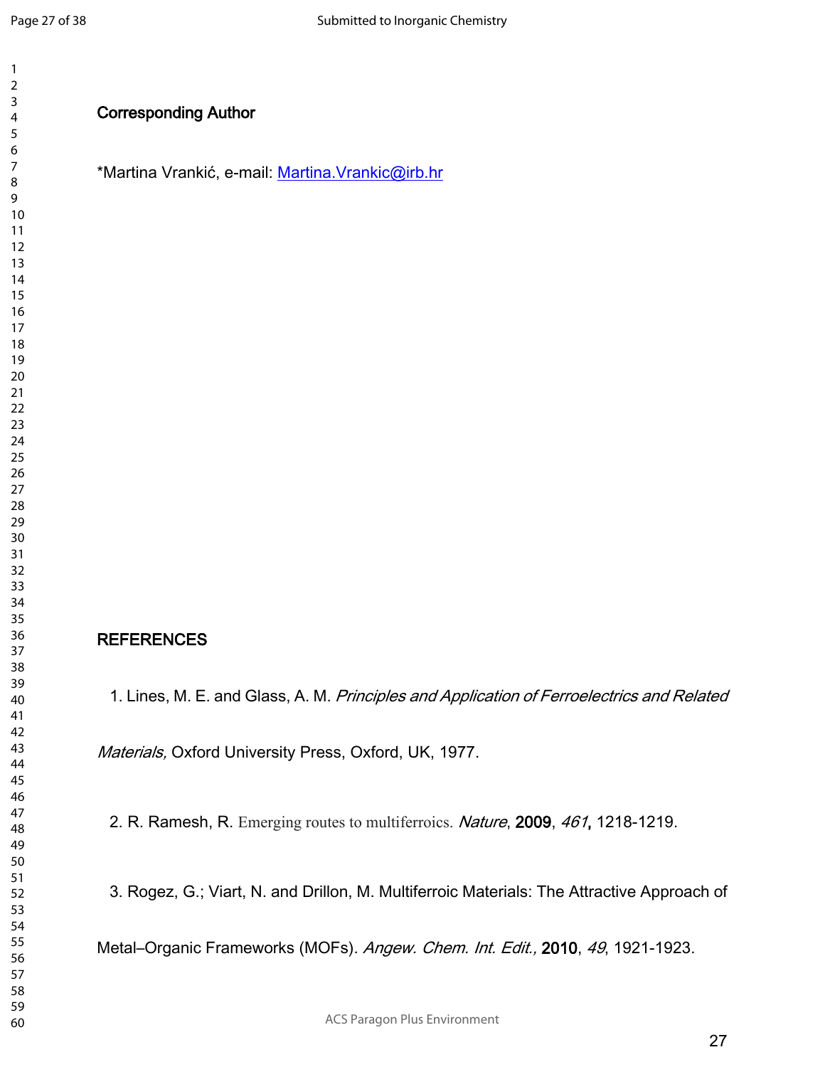## Corresponding Author

*Martina Vrankić, e-mail: Martina.Vrankic@irb.hr

## REFERENCES

1. Lines, M. E. and Glass, A. M. *Principles and Application of Ferroelectrics and Related Materials,* Oxford University Press, Oxford, UK, 1977.

2. R. Ramesh, R. Emerging routes to multiferroics. *Nature*, **2009**, *461*, 1218-1219.

3. Rogez, G.; Viart, N. and Drillon, M. Multiferroic Materials: The Attractive Approach of Metal–Organic Frameworks (MOFs). *Angew. Chem. Int. Edit.,* **2010**, *49*, 1921-1923.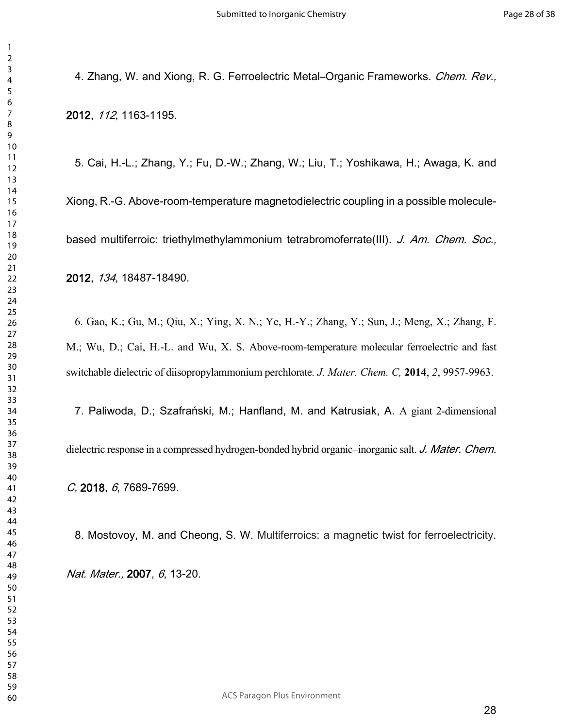4. Zhang, W. and Xiong, R. G. Ferroelectric Metal–Organic Frameworks. *Chem. Rev.,* **2012**, *112*, 1163-1195.

5. Cai, H.-L.; Zhang, Y.; Fu, D.-W.; Zhang, W.; Liu, T.; Yoshikawa, H.; Awaga, K. and Xiong, R.-G. Above-room-temperature magnetodielectric coupling in a possible molecule-based multiferroic: triethylmethylammonium tetrabromoferrate(III). *J. Am. Chem. Soc.,* **2012**, *134*, 18487-18490.

6. Gao, K.; Gu, M.; Qiu, X.; Ying, X. N.; Ye, H.-Y.; Zhang, Y.; Sun, J.; Meng, X.; Zhang, F. M.; Wu, D.; Cai, H.-L. and Wu, X. S. Above-room-temperature molecular ferroelectric and fast switchable dielectric of diisopropylammonium perchlorate. *J. Mater. Chem. C,* **2014**, *2*, 9957-9963.

7. Paliwoda, D.; Szafrański, M.; Hanfland, M. and Katrusiak, A. A giant 2-dimensional dielectric response in a compressed hydrogen-bonded hybrid organic–inorganic salt. *J. Mater. Chem. C,* **2018**, *6*, 7689-7699.

8. Mostovoy, M. and Cheong, S. W. Multiferroics: a magnetic twist for ferroelectricity. *Nat. Mater.,* **2007**, *6*, 13-20.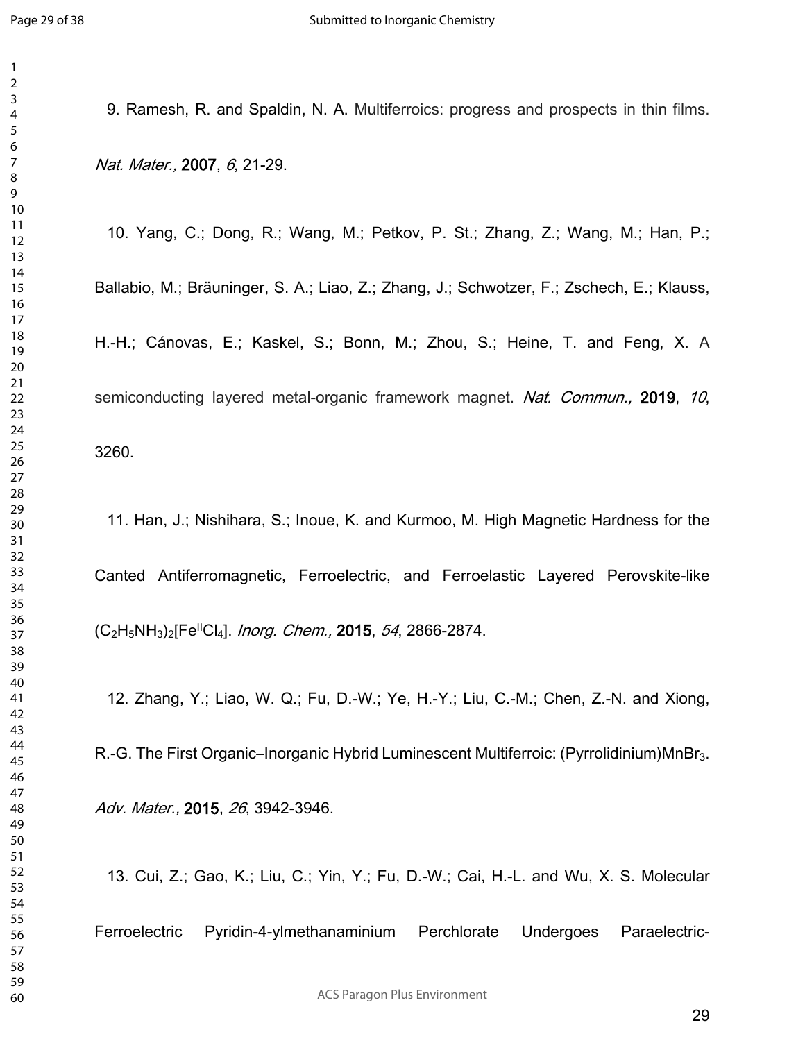9. Ramesh, R. and Spaldin, N. A. Multiferroics: progress and prospects in thin films. *Nat. Mater.,* **2007**, *6*, 21-29.

10. Yang, C.; Dong, R.; Wang, M.; Petkov, P. St.; Zhang, Z.; Wang, M.; Han, P.; Ballabio, M.; Bräuninger, S. A.; Liao, Z.; Zhang, J.; Schwotzer, F.; Zschech, E.; Klauss, H.-H.; Cánovas, E.; Kaskel, S.; Bonn, M.; Zhou, S.; Heine, T. and Feng, X. A semiconducting layered metal-organic framework magnet. *Nat. Commun.,* **2019**, *10*, 3260.

11. Han, J.; Nishihara, S.; Inoue, K. and Kurmoo, M. High Magnetic Hardness for the Canted Antiferromagnetic, Ferroelectric, and Ferroelastic Layered Perovskite-like $(C_2H_5NH_3)_2[Fe^{II}Cl_4]$. *Inorg. Chem.,* **2015**, *54*, 2866-2874.

12. Zhang, Y.; Liao, W. Q.; Fu, D.-W.; Ye, H.-Y.; Liu, C.-M.; Chen, Z.-N. and Xiong, R.-G. The First Organic–Inorganic Hybrid Luminescent Multiferroic: (Pyrrolidinium)$MnBr_3$. *Adv. Mater.,* **2015**, *26*, 3942-3946.

13. Cui, Z.; Gao, K.; Liu, C.; Yin, Y.; Fu, D.-W.; Cai, H.-L. and Wu, X. S. Molecular Ferroelectric Pyridin-4-ylmethanaminium Perchlorate Undergoes Paraelectric-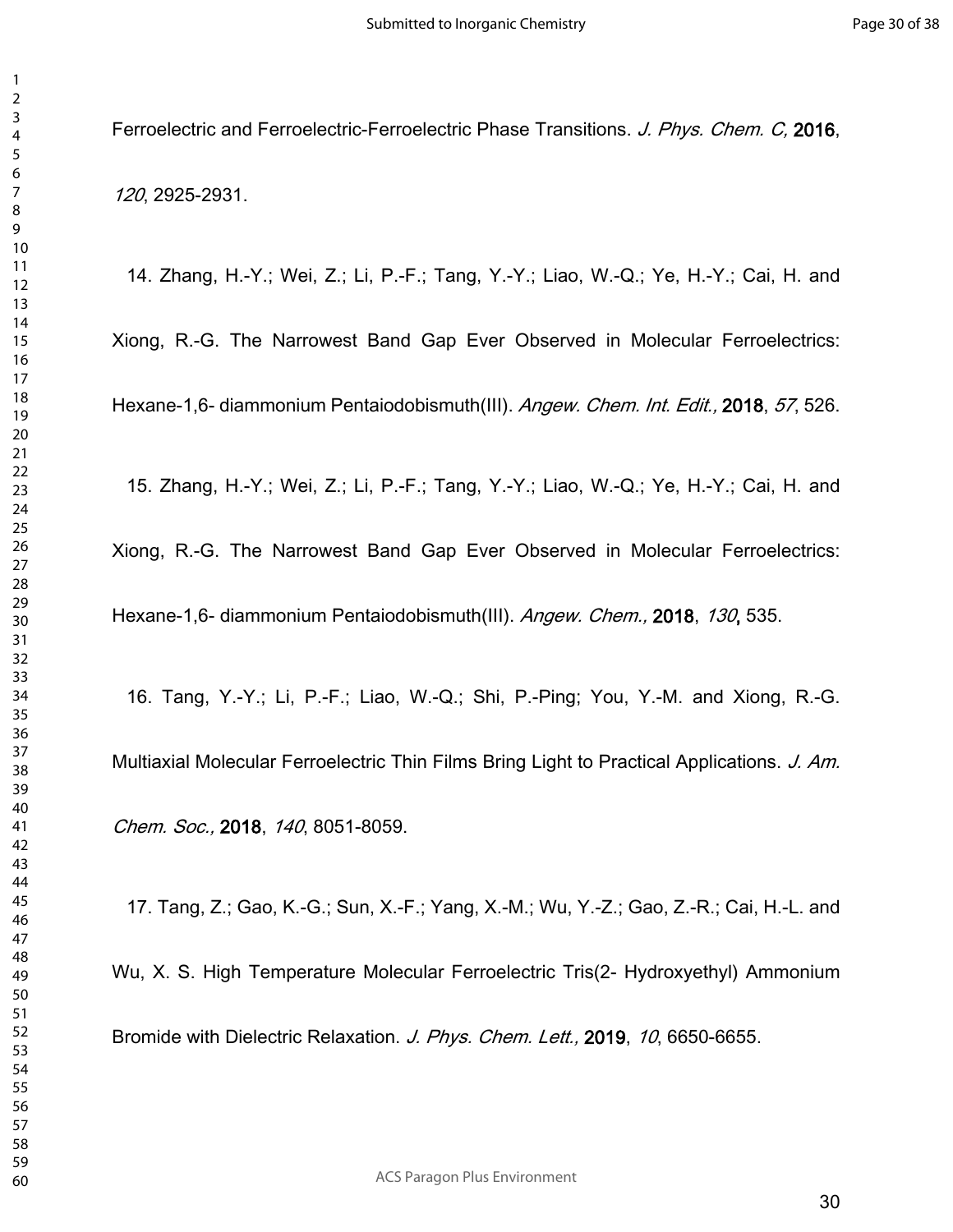Ferroelectric and Ferroelectric-Ferroelectric Phase Transitions. *J. Phys. Chem. C,* **2016**, *120*, 2925-2931.

14. Zhang, H.-Y.; Wei, Z.; Li, P.-F.; Tang, Y.-Y.; Liao, W.-Q.; Ye, H.-Y.; Cai, H. and Xiong, R.-G. The Narrowest Band Gap Ever Observed in Molecular Ferroelectrics: Hexane-1,6- diammonium Pentaiodobismuth(III). *Angew. Chem. Int. Edit.,* **2018**, *57*, 526.

15. Zhang, H.-Y.; Wei, Z.; Li, P.-F.; Tang, Y.-Y.; Liao, W.-Q.; Ye, H.-Y.; Cai, H. and Xiong, R.-G. The Narrowest Band Gap Ever Observed in Molecular Ferroelectrics: Hexane-1,6- diammonium Pentaiodobismuth(III). *Angew. Chem.,* **2018**, *130*, 535.

16. Tang, Y.-Y.; Li, P.-F.; Liao, W.-Q.; Shi, P.-Ping; You, Y.-M. and Xiong, R.-G. Multiaxial Molecular Ferroelectric Thin Films Bring Light to Practical Applications. *J. Am. Chem. Soc.,* **2018**, *140*, 8051-8059.

17. Tang, Z.; Gao, K.-G.; Sun, X.-F.; Yang, X.-M.; Wu, Y.-Z.; Gao, Z.-R.; Cai, H.-L. and Wu, X. S. High Temperature Molecular Ferroelectric Tris(2- Hydroxyethyl) Ammonium Bromide with Dielectric Relaxation. *J. Phys. Chem. Lett.,* **2019**, *10*, 6650-6655.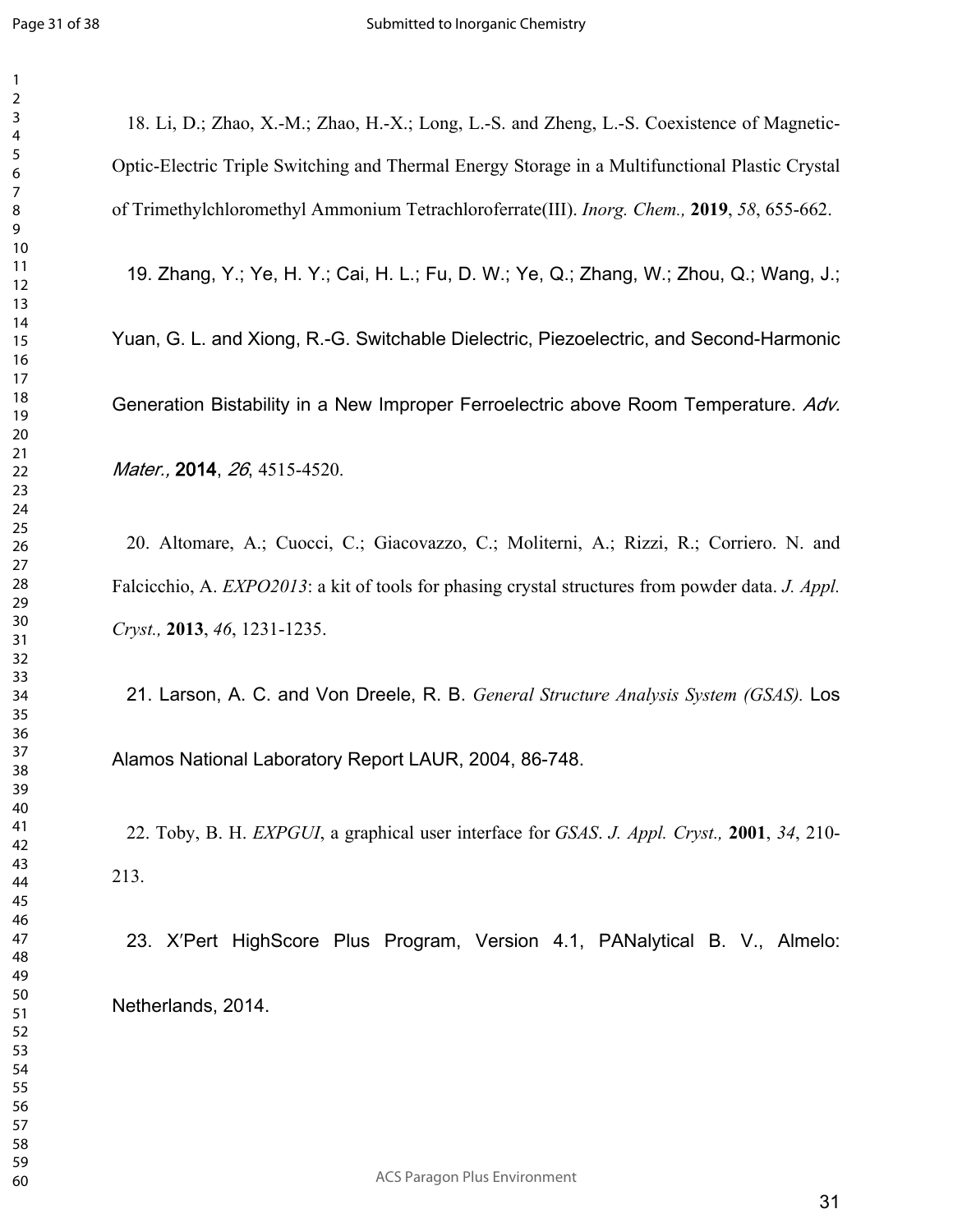18. Li, D.; Zhao, X.-M.; Zhao, H.-X.; Long, L.-S. and Zheng, L.-S. Coexistence of Magnetic-Optic-Electric Triple Switching and Thermal Energy Storage in a Multifunctional Plastic Crystal of Trimethylchloromethyl Ammonium Tetrachloroferrate(III). *Inorg. Chem.,* **2019**, *58*, 655-662.

19. Zhang, Y.; Ye, H. Y.; Cai, H. L.; Fu, D. W.; Ye, Q.; Zhang, W.; Zhou, Q.; Wang, J.; Yuan, G. L. and Xiong, R.-G. Switchable Dielectric, Piezoelectric, and Second-Harmonic Generation Bistability in a New Improper Ferroelectric above Room Temperature. *Adv. Mater.,* **2014**, *26*, 4515-4520.

20. Altomare, A.; Cuocci, C.; Giacovazzo, C.; Moliterni, A.; Rizzi, R.; Corriero. N. and Falcicchio, A. *EXPO2013*: a kit of tools for phasing crystal structures from powder data. *J. Appl. Cryst.,* **2013**, *46*, 1231-1235.

21. Larson, A. C. and Von Dreele, R. B. *General Structure Analysis System (GSAS).* Los Alamos National Laboratory Report LAUR, 2004, 86-748.

22. Toby, B. H. *EXPGUI*, a graphical user interface for *GSAS*. *J. Appl. Cryst.,* **2001**, *34*, 210-213.

23. X′Pert HighScore Plus Program, Version 4.1, PANalytical B. V., Almelo: Netherlands, 2014.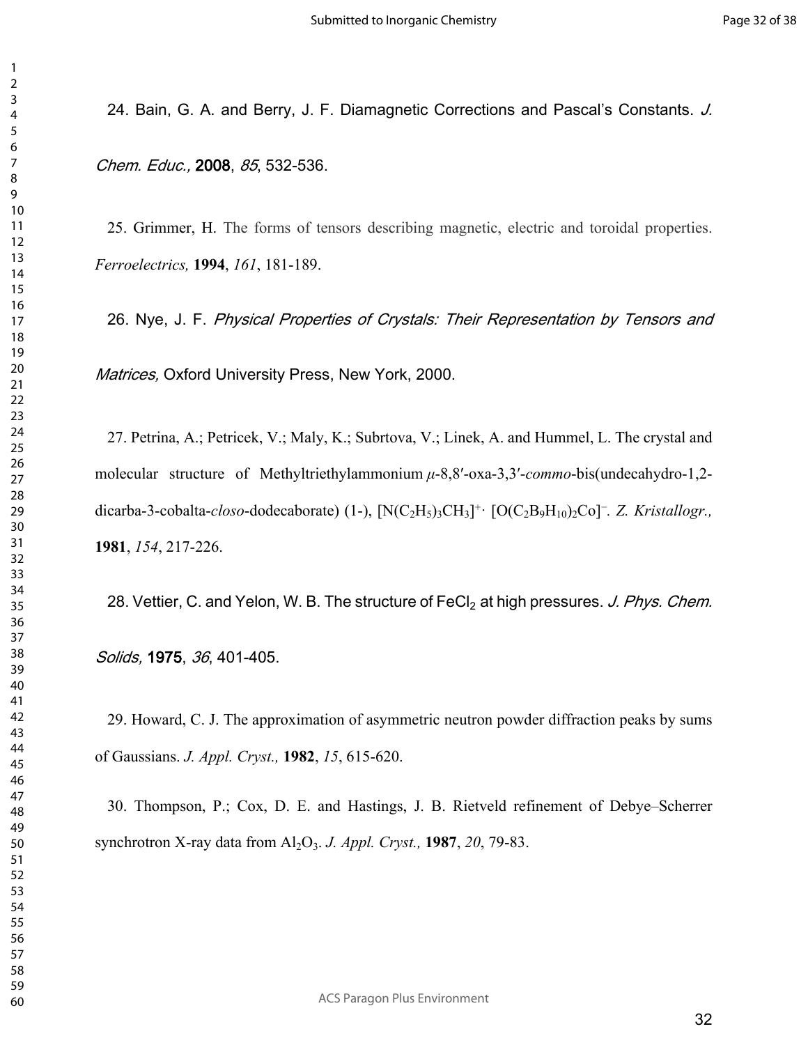24. Bain, G. A. and Berry, J. F. Diamagnetic Corrections and Pascal's Constants. *J. Chem. Educ.,* **2008**, *85*, 532-536.

25. Grimmer, H. The forms of tensors describing magnetic, electric and toroidal properties. *Ferroelectrics,* **1994**, *161*, 181-189.

26. Nye, J. F. *Physical Properties of Crystals: Their Representation by Tensors and Matrices,* Oxford University Press, New York, 2000.

27. Petrina, A.; Petricek, V.; Maly, K.; Subrtova, V.; Linek, A. and Hummel, L. The crystal and molecular structure of Methyltriethylammonium *μ*-8,8′-oxa-3,3′-*commo*-bis(undecahydro-1,2-dicarba-3-cobalta-*closo*-dodecaborate) (1-), $[N(C_2H_5)_3CH_3]^{+}\cdot$ $[O(C_2B_9H_{10})_2Co]^{-}$. *Z. Kristallogr.,* **1981**, *154*, 217-226.

28. Vettier, C. and Yelon, W. B. The structure of $FeCl_2$ at high pressures. *J. Phys. Chem. Solids,* **1975**, *36*, 401-405.

29. Howard, C. J. The approximation of asymmetric neutron powder diffraction peaks by sums of Gaussians. *J. Appl. Cryst.,* **1982**, *15*, 615-620.

30. Thompson, P.; Cox, D. E. and Hastings, J. B. Rietveld refinement of Debye–Scherrer synchrotron X-ray data from $Al_2O_3$. *J. Appl. Cryst.,* **1987**, *20*, 79-83.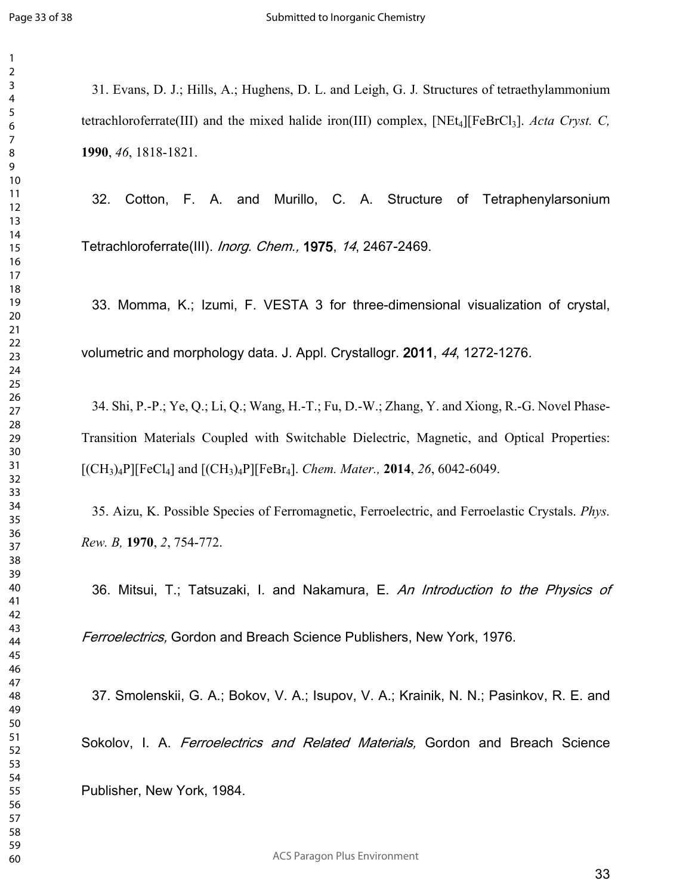31. Evans, D. J.; Hills, A.; Hughens, D. L. and Leigh, G. J. Structures of tetraethylammonium tetrachloroferrate(III) and the mixed halide iron(III) complex, $[NEt_4][FeBrCl_3]$. *Acta Cryst. C,* **1990**, *46*, 1818-1821.

32. Cotton, F. A. and Murillo, C. A. Structure of Tetraphenylarsonium Tetrachloroferrate(III). *Inorg. Chem.,* **1975**, *14*, 2467-2469.

33. Momma, K.; Izumi, F. VESTA 3 for three-dimensional visualization of crystal, volumetric and morphology data. J. Appl. Crystallogr. **2011**, *44*, 1272-1276.

34. Shi, P.-P.; Ye, Q.; Li, Q.; Wang, H.-T.; Fu, D.-W.; Zhang, Y. and Xiong, R.-G. Novel Phase-Transition Materials Coupled with Switchable Dielectric, Magnetic, and Optical Properties: $[(CH_3)_4P][FeCl_4]$ and $[(CH_3)_4P][FeBr_4]$. *Chem. Mater.,* **2014**, *26*, 6042-6049.

35. Aizu, K. Possible Species of Ferromagnetic, Ferroelectric, and Ferroelastic Crystals. *Phys. Rew. B,* **1970**, *2*, 754-772.

36. Mitsui, T.; Tatsuzaki, I. and Nakamura, E. *An Introduction to the Physics of Ferroelectrics,* Gordon and Breach Science Publishers, New York, 1976.

37. Smolenskii, G. A.; Bokov, V. A.; Isupov, V. A.; Krainik, N. N.; Pasinkov, R. E. and Sokolov, I. A. *Ferroelectrics and Related Materials,* Gordon and Breach Science Publisher, New York, 1984.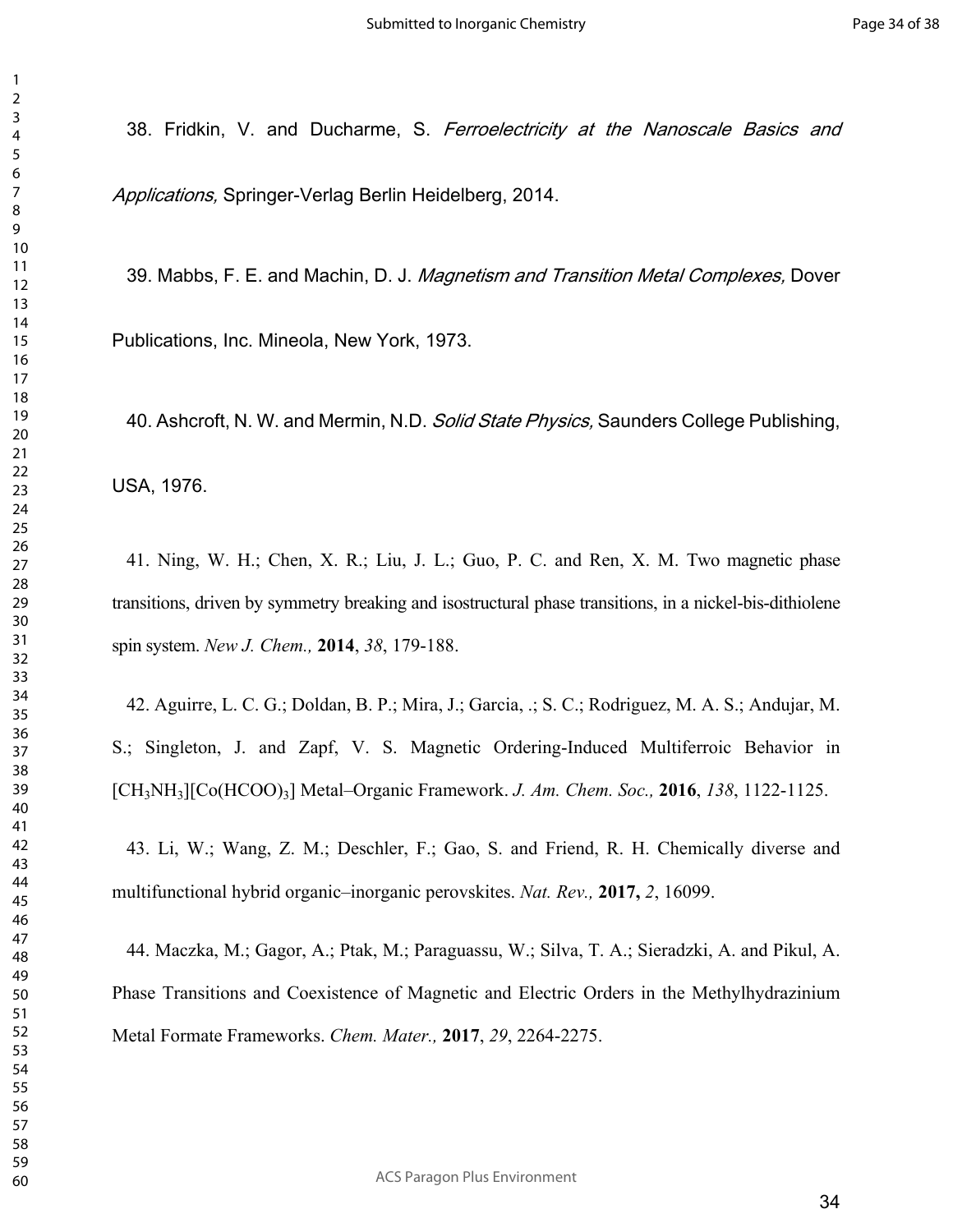38. Fridkin, V. and Ducharme, S. *Ferroelectricity at the Nanoscale Basics and Applications,* Springer-Verlag Berlin Heidelberg, 2014.

39. Mabbs, F. E. and Machin, D. J. *Magnetism and Transition Metal Complexes,* Dover Publications, Inc. Mineola, New York, 1973.

40. Ashcroft, N. W. and Mermin, N.D. *Solid State Physics,* Saunders College Publishing, USA, 1976.

41. Ning, W. H.; Chen, X. R.; Liu, J. L.; Guo, P. C. and Ren, X. M. Two magnetic phase transitions, driven by symmetry breaking and isostructural phase transitions, in a nickel-bis-dithiolene spin system. *New J. Chem.,* **2014**, *38*, 179-188.

42. Aguirre, L. C. G.; Doldan, B. P.; Mira, J.; Garcia, .; S. C.; Rodriguez, M. A. S.; Andujar, M. S.; Singleton, J. and Zapf, V. S. Magnetic Ordering-Induced Multiferroic Behavior in $[CH_3NH_3][Co(HCOO)_3]$ Metal–Organic Framework. *J. Am. Chem. Soc.,* **2016**, *138*, 1122-1125.

43. Li, W.; Wang, Z. M.; Deschler, F.; Gao, S. and Friend, R. H. Chemically diverse and multifunctional hybrid organic–inorganic perovskites. *Nat. Rev.,* **2017,** *2*, 16099.

44. Maczka, M.; Gagor, A.; Ptak, M.; Paraguassu, W.; Silva, T. A.; Sieradzki, A. and Pikul, A. Phase Transitions and Coexistence of Magnetic and Electric Orders in the Methylhydrazinium Metal Formate Frameworks. *Chem. Mater.,* **2017**, *29*, 2264-2275.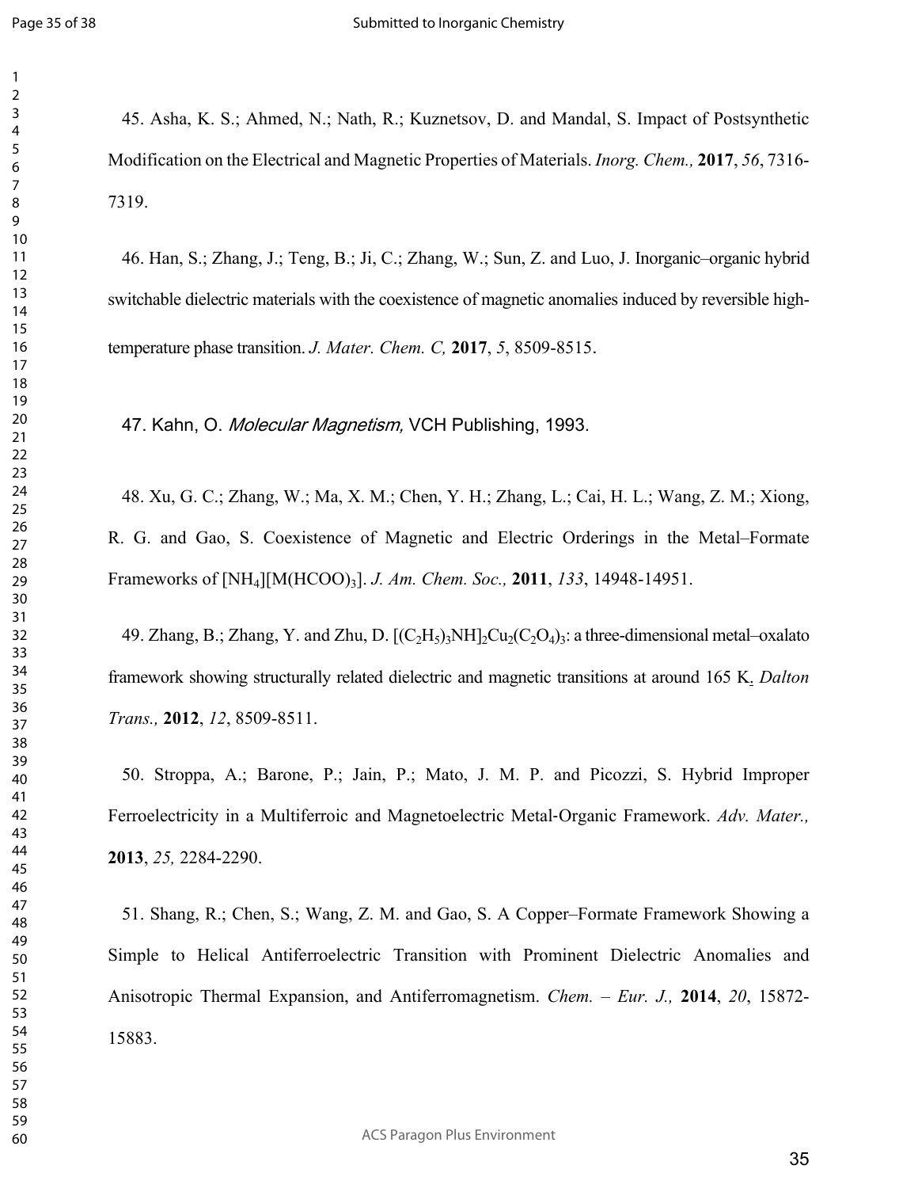45. Asha, K. S.; Ahmed, N.; Nath, R.; Kuznetsov, D. and Mandal, S. Impact of Postsynthetic Modification on the Electrical and Magnetic Properties of Materials. *Inorg. Chem.,* **2017**, *56*, 7316-7319.

46. Han, S.; Zhang, J.; Teng, B.; Ji, C.; Zhang, W.; Sun, Z. and Luo, J. Inorganic–organic hybrid switchable dielectric materials with the coexistence of magnetic anomalies induced by reversible high-temperature phase transition. *J. Mater. Chem. C,* **2017**, *5*, 8509-8515.

47. Kahn, O. *Molecular Magnetism,* VCH Publishing, 1993.

48. Xu, G. C.; Zhang, W.; Ma, X. M.; Chen, Y. H.; Zhang, L.; Cai, H. L.; Wang, Z. M.; Xiong, R. G. and Gao, S. Coexistence of Magnetic and Electric Orderings in the Metal–Formate Frameworks of $[NH_4][M(HCOO)_3]$. *J. Am. Chem. Soc.,* **2011**, *133*, 14948-14951.

49. Zhang, B.; Zhang, Y. and Zhu, D. $[(C_2H_5)_3NH]_2Cu_2(C_2O_4)_3$: a three-dimensional metal–oxalato framework showing structurally related dielectric and magnetic transitions at around 165 K. *Dalton Trans.,* **2012**, *12*, 8509-8511.

50. Stroppa, A.; Barone, P.; Jain, P.; Mato, J. M. P. and Picozzi, S. Hybrid Improper Ferroelectricity in a Multiferroic and Magnetoelectric Metal-Organic Framework. *Adv. Mater.,* **2013**, *25,* 2284-2290.

51. Shang, R.; Chen, S.; Wang, Z. M. and Gao, S. A Copper–Formate Framework Showing a Simple to Helical Antiferroelectric Transition with Prominent Dielectric Anomalies and Anisotropic Thermal Expansion, and Antiferromagnetism. *Chem. – Eur. J.,* **2014**, *20*, 15872-15883.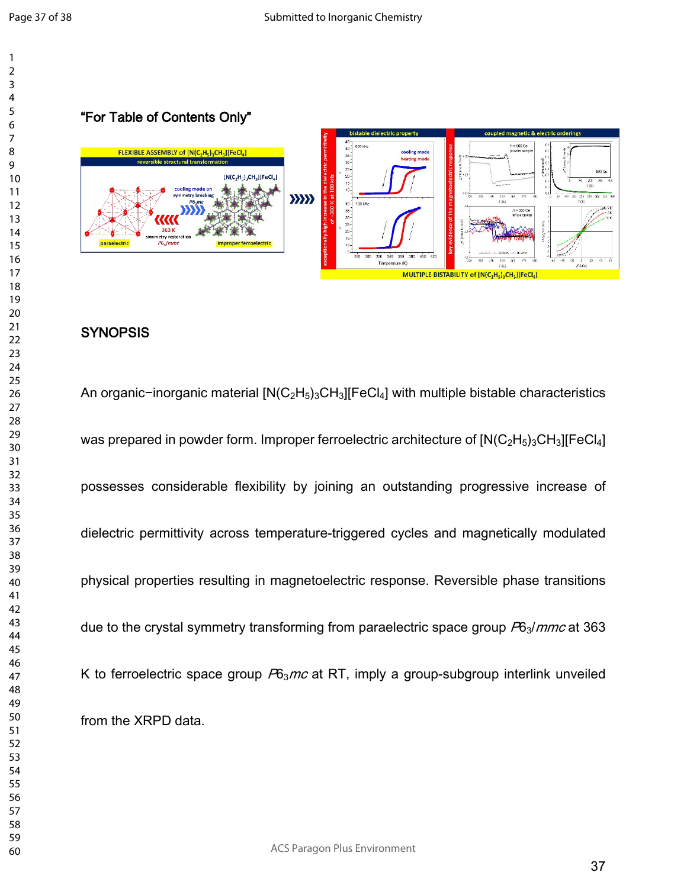"For Table of Contents Only"

## SYNOPSIS

An organic−inorganic material $[N(C_2H_5)_3CH_3][FeCl_4]$ with multiple bistable characteristics was prepared in powder form. Improper ferroelectric architecture of $[N(C_2H_5)_3CH_3][FeCl_4]$ possesses considerable flexibility by joining an outstanding progressive increase of dielectric permittivity across temperature-triggered cycles and magnetically modulated physical properties resulting in magnetoelectric response. Reversible phase transitions due to the crystal symmetry transforming from paraelectric space group *P*$6_3$/*mmc* at 363 K to ferroelectric space group *P*$6_3$*mc* at RT, imply a group-subgroup interlink unveiled from the XRPD data.